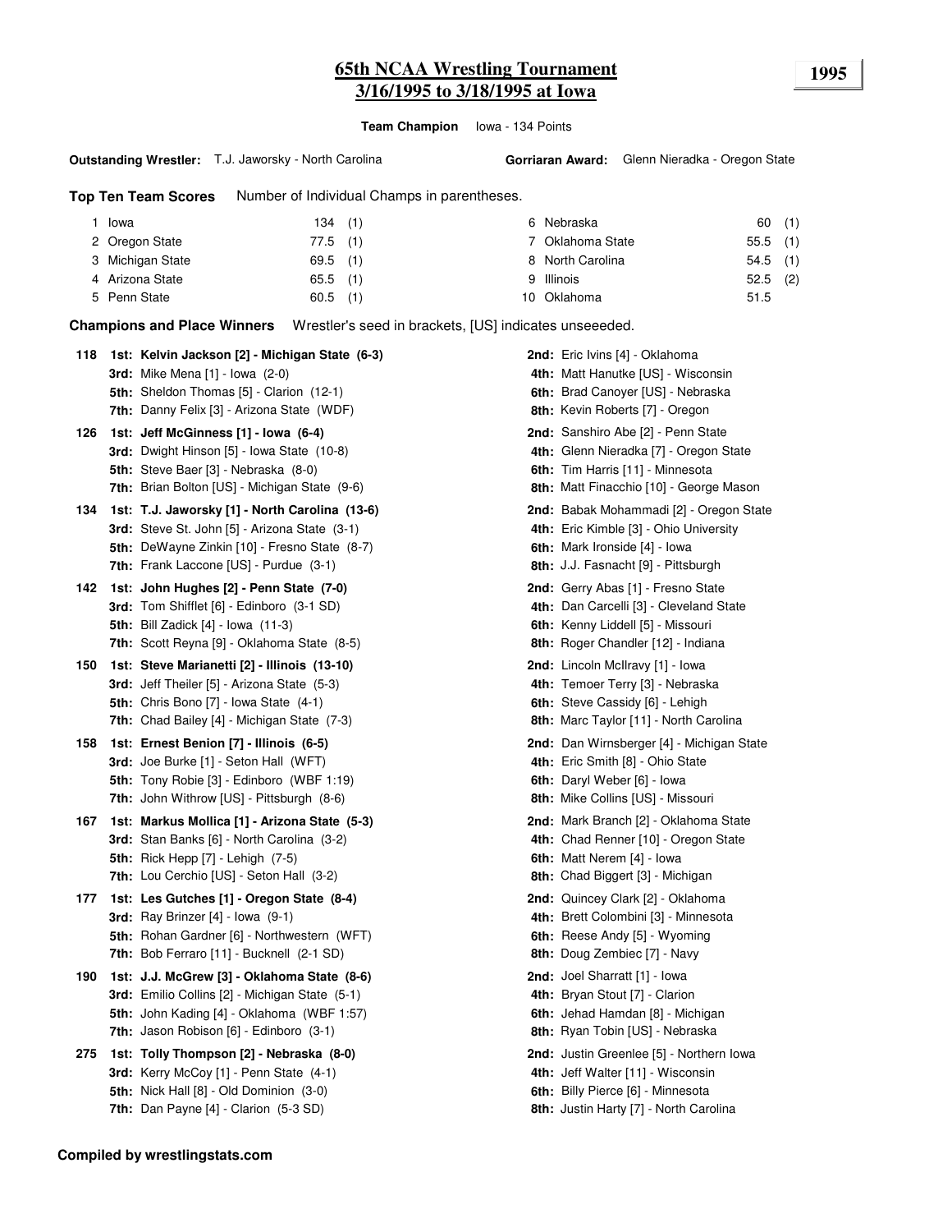# 65th NCAA Wrestling Tournament
## 3/16/1995 to 3/18/1995 at Iowa

**1995**

**Team Champion** Iowa - 134 Points

**Outstanding Wrestler:** T.J. Jaworsky - North Carolina

**Gorriaran Award:** Glenn Nieradka - Oregon State

**Top Ten Team Scores** Number of Individual Champs in parentheses.

| | Team | Points | Champs |
|---|---|---|---|
| 1 | Iowa | 134 | (1) |
| 2 | Oregon State | 77.5 | (1) |
| 3 | Michigan State | 69.5 | (1) |
| 4 | Arizona State | 65.5 | (1) |
| 5 | Penn State | 60.5 | (1) |
| 6 | Nebraska | 60 | (1) |
| 7 | Oklahoma State | 55.5 | (1) |
| 8 | North Carolina | 54.5 | (1) |
| 9 | Illinois | 52.5 | (2) |
| 10 | Oklahoma | 51.5 | |

**Champions and Place Winners** Wrestler's seed in brackets, [US] indicates unseeeded.

**118**
- **1st: Kelvin Jackson [2] - Michigan State (6-3)**
- **2nd:** Eric Ivins [4] - Oklahoma
- **3rd:** Mike Mena [1] - Iowa (2-0)
- **4th:** Matt Hanutke [US] - Wisconsin
- **5th:** Sheldon Thomas [5] - Clarion (12-1)
- **6th:** Brad Canoyer [US] - Nebraska
- **7th:** Danny Felix [3] - Arizona State (WDF)
- **8th:** Kevin Roberts [7] - Oregon

**126**
- **1st: Jeff McGinness [1] - Iowa (6-4)**
- **2nd:** Sanshiro Abe [2] - Penn State
- **3rd:** Dwight Hinson [5] - Iowa State (10-8)
- **4th:** Glenn Nieradka [7] - Oregon State
- **5th:** Steve Baer [3] - Nebraska (8-0)
- **6th:** Tim Harris [11] - Minnesota
- **7th:** Brian Bolton [US] - Michigan State (9-6)
- **8th:** Matt Finacchio [10] - George Mason

**134**
- **1st: T.J. Jaworsky [1] - North Carolina (13-6)**
- **2nd:** Babak Mohammadi [2] - Oregon State
- **3rd:** Steve St. John [5] - Arizona State (3-1)
- **4th:** Eric Kimble [3] - Ohio University
- **5th:** DeWayne Zinkin [10] - Fresno State (8-7)
- **6th:** Mark Ironside [4] - Iowa
- **7th:** Frank Laccone [US] - Purdue (3-1)
- **8th:** J.J. Fasnacht [9] - Pittsburgh

**142**
- **1st: John Hughes [2] - Penn State (7-0)**
- **2nd:** Gerry Abas [1] - Fresno State
- **3rd:** Tom Shifflet [6] - Edinboro (3-1 SD)
- **4th:** Dan Carcelli [3] - Cleveland State
- **5th:** Bill Zadick [4] - Iowa (11-3)
- **6th:** Kenny Liddell [5] - Missouri
- **7th:** Scott Reyna [9] - Oklahoma State (8-5)
- **8th:** Roger Chandler [12] - Indiana

**150**
- **1st: Steve Marianetti [2] - Illinois (13-10)**
- **2nd:** Lincoln McIlravy [1] - Iowa
- **3rd:** Jeff Theiler [5] - Arizona State (5-3)
- **4th:** Temoer Terry [3] - Nebraska
- **5th:** Chris Bono [7] - Iowa State (4-1)
- **6th:** Steve Cassidy [6] - Lehigh
- **7th:** Chad Bailey [4] - Michigan State (7-3)
- **8th:** Marc Taylor [11] - North Carolina

**158**
- **1st: Ernest Benion [7] - Illinois (6-5)**
- **2nd:** Dan Wirnsberger [4] - Michigan State
- **3rd:** Joe Burke [1] - Seton Hall (WFT)
- **4th:** Eric Smith [8] - Ohio State
- **5th:** Tony Robie [3] - Edinboro (WBF 1:19)
- **6th:** Daryl Weber [6] - Iowa
- **7th:** John Withrow [US] - Pittsburgh (8-6)
- **8th:** Mike Collins [US] - Missouri

**167**
- **1st: Markus Mollica [1] - Arizona State (5-3)**
- **2nd:** Mark Branch [2] - Oklahoma State
- **3rd:** Stan Banks [6] - North Carolina (3-2)
- **4th:** Chad Renner [10] - Oregon State
- **5th:** Rick Hepp [7] - Lehigh (7-5)
- **6th:** Matt Nerem [4] - Iowa
- **7th:** Lou Cerchio [US] - Seton Hall (3-2)
- **8th:** Chad Biggert [3] - Michigan

**177**
- **1st: Les Gutches [1] - Oregon State (8-4)**
- **2nd:** Quincey Clark [2] - Oklahoma
- **3rd:** Ray Brinzer [4] - Iowa (9-1)
- **4th:** Brett Colombini [3] - Minnesota
- **5th:** Rohan Gardner [6] - Northwestern (WFT)
- **6th:** Reese Andy [5] - Wyoming
- **7th:** Bob Ferraro [11] - Bucknell (2-1 SD)
- **8th:** Doug Zembiec [7] - Navy

**190**
- **1st: J.J. McGrew [3] - Oklahoma State (8-6)**
- **2nd:** Joel Sharratt [1] - Iowa
- **3rd:** Emilio Collins [2] - Michigan State (5-1)
- **4th:** Bryan Stout [7] - Clarion
- **5th:** John Kading [4] - Oklahoma (WBF 1:57)
- **6th:** Jehad Hamdan [8] - Michigan
- **7th:** Jason Robison [6] - Edinboro (3-1)
- **8th:** Ryan Tobin [US] - Nebraska

**275**
- **1st: Tolly Thompson [2] - Nebraska (8-0)**
- **2nd:** Justin Greenlee [5] - Northern Iowa
- **3rd:** Kerry McCoy [1] - Penn State (4-1)
- **4th:** Jeff Walter [11] - Wisconsin
- **5th:** Nick Hall [8] - Old Dominion (3-0)
- **6th:** Billy Pierce [6] - Minnesota
- **7th:** Dan Payne [4] - Clarion (5-3 SD)
- **8th:** Justin Harty [7] - North Carolina

**Compiled by wrestlingstats.com**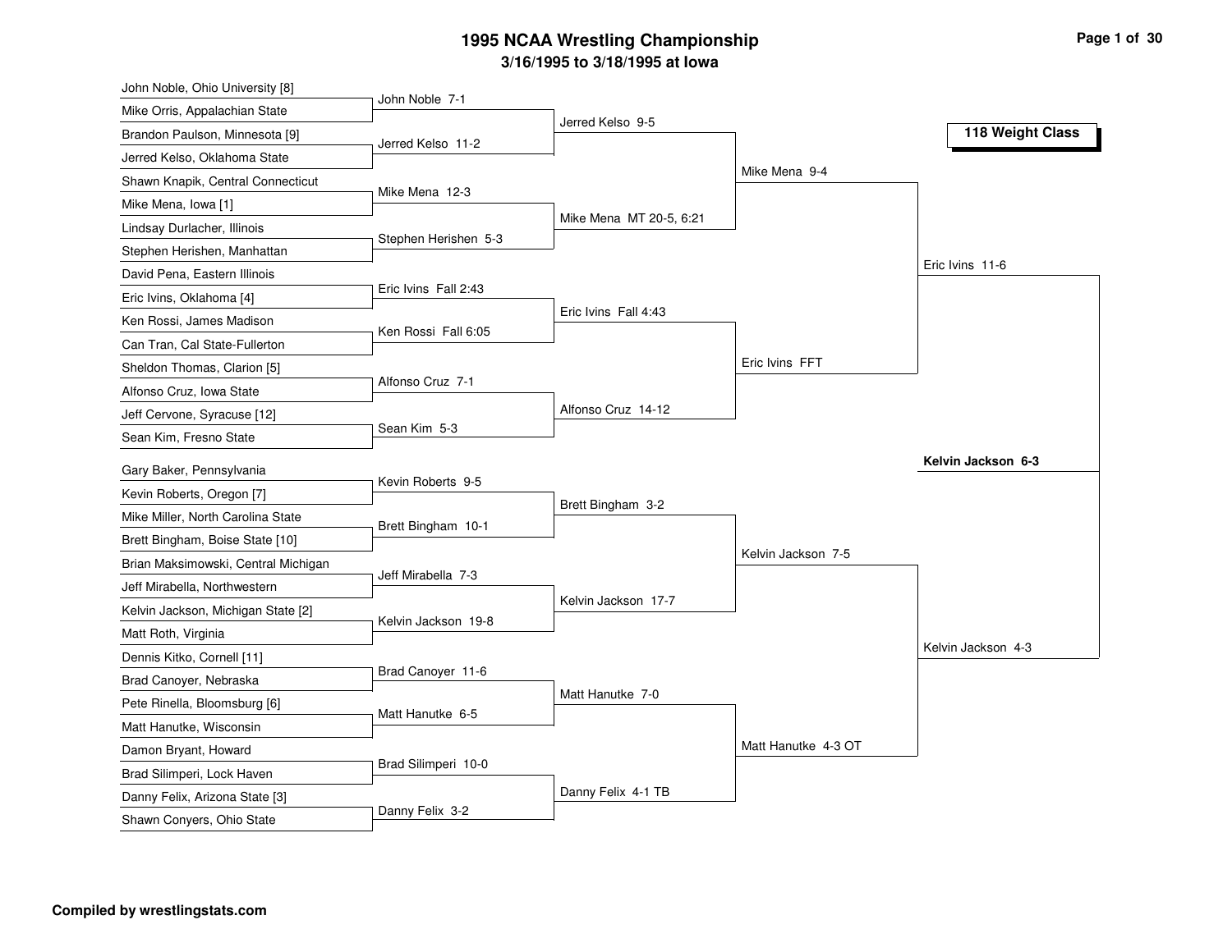# 1995 NCAA Wrestling Championship

## 3/16/1995 to 3/18/1995 at Iowa

### 118 Weight Class

**First Round**

| Wrestler 1 | Wrestler 2 | Result |
|---|---|---|
| John Noble, Ohio University [8] | Mike Orris, Appalachian State | John Noble 7-1 |
| Brandon Paulson, Minnesota [9] | Jerred Kelso, Oklahoma State | Jerred Kelso 11-2 |
| Shawn Knapik, Central Connecticut | Mike Mena, Iowa [1] | Mike Mena 12-3 |
| Lindsay Durlacher, Illinois | Stephen Herishen, Manhattan | Stephen Herishen 5-3 |
| David Pena, Eastern Illinois | Eric Ivins, Oklahoma [4] | Eric Ivins Fall 2:43 |
| Ken Rossi, James Madison | Can Tran, Cal State-Fullerton | Ken Rossi Fall 6:05 |
| Sheldon Thomas, Clarion [5] | Alfonso Cruz, Iowa State | Alfonso Cruz 7-1 |
| Jeff Cervone, Syracuse [12] | Sean Kim, Fresno State | Sean Kim 5-3 |
| Gary Baker, Pennsylvania | Kevin Roberts, Oregon [7] | Kevin Roberts 9-5 |
| Mike Miller, North Carolina State | Brett Bingham, Boise State [10] | Brett Bingham 10-1 |
| Brian Maksimowski, Central Michigan | Jeff Mirabella, Northwestern | Jeff Mirabella 7-3 |
| Kelvin Jackson, Michigan State [2] | Matt Roth, Virginia | Kelvin Jackson 19-8 |
| Dennis Kitko, Cornell [11] | Brad Canoyer, Nebraska | Brad Canoyer 11-6 |
| Pete Rinella, Bloomsburg [6] | Matt Hanutke, Wisconsin | Matt Hanutke 6-5 |
| Damon Bryant, Howard | Brad Silimperi, Lock Haven | Brad Silimperi 10-0 |
| Danny Felix, Arizona State [3] | Shawn Conyers, Ohio State | Danny Felix 3-2 |

**Second Round**

- Jerred Kelso 9-5
- Mike Mena MT 20-5, 6:21
- Eric Ivins Fall 4:43
- Alfonso Cruz 14-12
- Brett Bingham 3-2
- Kelvin Jackson 17-7
- Matt Hanutke 7-0
- Danny Felix 4-1 TB

**Quarterfinals**

- Mike Mena 9-4
- Eric Ivins FFT
- Kelvin Jackson 7-5
- Matt Hanutke 4-3 OT

**Semifinals**

- Eric Ivins 11-6
- Kelvin Jackson 4-3

**Final**

- **Kelvin Jackson 6-3**

Compiled by wrestlingstats.com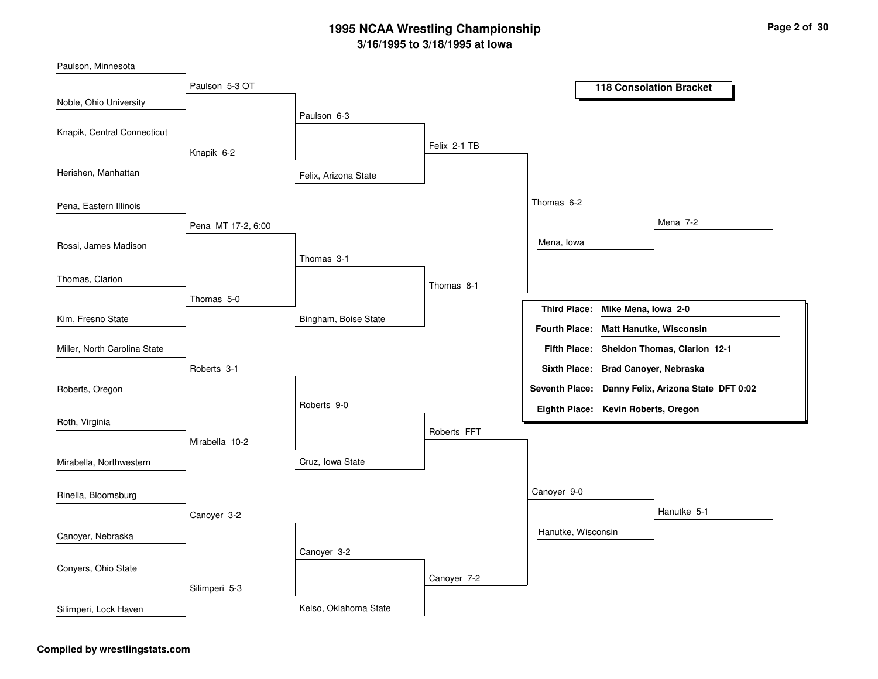# 1995 NCAA Wrestling Championship

## 3/16/1995 to 3/18/1995 at Iowa

### 118 Consolation Bracket

**First round:**

- Paulson, Minnesota vs Noble, Ohio University — Paulson 5-3 OT
- Knapik, Central Connecticut vs Herishen, Manhattan — Knapik 6-2
- Pena, Eastern Illinois vs Rossi, James Madison — Pena MT 17-2, 6:00
- Thomas, Clarion vs Kim, Fresno State — Thomas 5-0
- Miller, North Carolina State vs Roberts, Oregon — Roberts 3-1
- Roth, Virginia vs Mirabella, Northwestern — Mirabella 10-2
- Rinella, Bloomsburg vs Canoyer, Nebraska — Canoyer 3-2
- Conyers, Ohio State vs Silimperi, Lock Haven — Silimperi 5-3

**Second round:**

- Paulson vs Knapik — Paulson 6-3
- Pena vs Thomas — Thomas 3-1
- Roberts vs Mirabella — Roberts 9-0
- Canoyer vs Silimperi — Canoyer 3-2

**Third round:**

- Paulson vs Felix, Arizona State — Felix 2-1 TB
- Thomas vs Bingham, Boise State — Thomas 8-1
- Roberts vs Cruz, Iowa State — Roberts FFT
- Canoyer vs Kelso, Oklahoma State — Canoyer 7-2

**Fourth round:**

- Felix vs Thomas — Thomas 6-2
- Roberts vs Canoyer — Canoyer 9-0

**Fifth round:**

- Thomas vs Mena, Iowa — Mena 7-2
- Canoyer vs Hanutke, Wisconsin — Hanutke 5-1

| Place | Wrestler |
| --- | --- |
| Third Place: | Mike Mena, Iowa 2-0 |
| Fourth Place: | Matt Hanutke, Wisconsin |
| Fifth Place: | Sheldon Thomas, Clarion 12-1 |
| Sixth Place: | Brad Canoyer, Nebraska |
| Seventh Place: | Danny Felix, Arizona State DFT 0:02 |
| Eighth Place: | Kevin Roberts, Oregon |

Compiled by wrestlingstats.com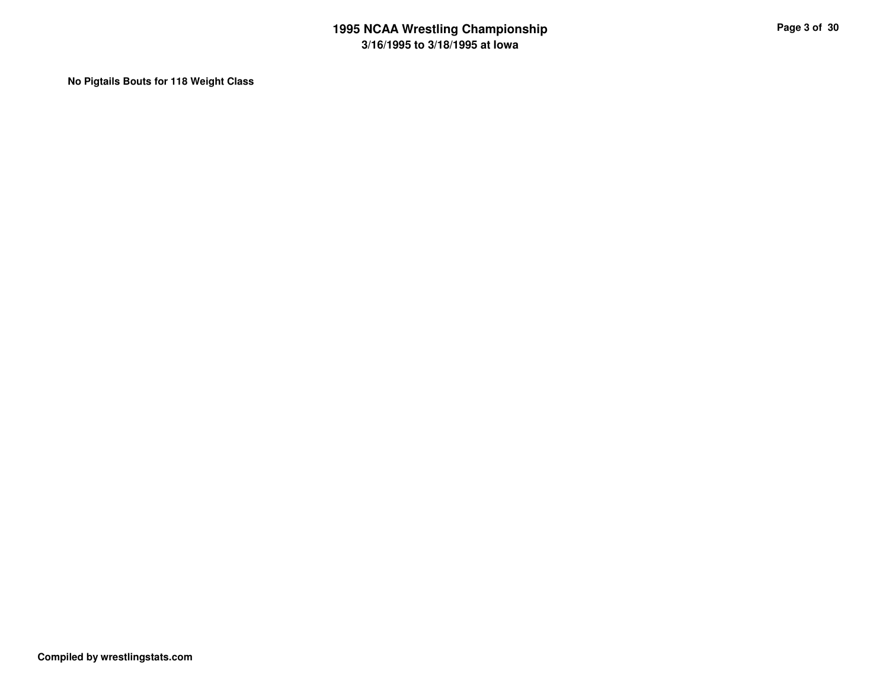**No Pigtails Bouts for 118 Weight Class**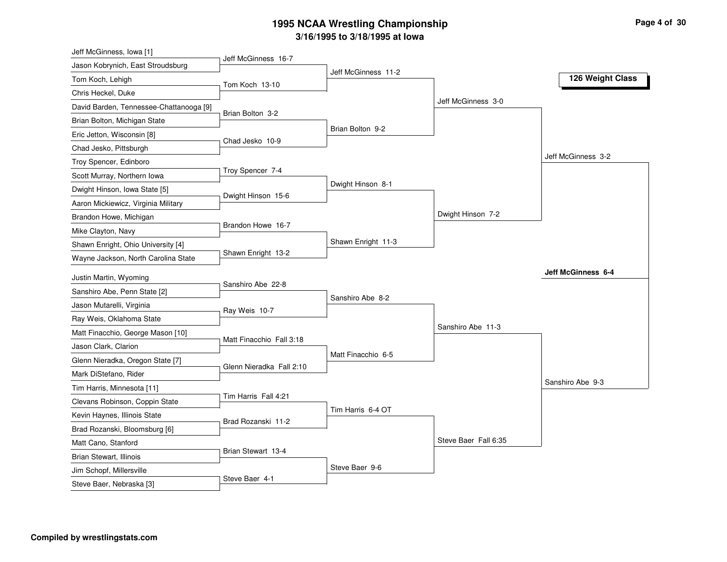# 1995 NCAA Wrestling Championship

## 3/16/1995 to 3/18/1995 at Iowa

### 126 Weight Class

**First Round**

| Wrestler | Wrestler | Winner |
| --- | --- | --- |
| Jeff McGinness, Iowa [1] | Jason Kobrynich, East Stroudsburg | Jeff McGinness 16-7 |
| Tom Koch, Lehigh | Chris Heckel, Duke | Tom Koch 13-10 |
| David Barden, Tennessee-Chattanooga [9] | Brian Bolton, Michigan State | Brian Bolton 3-2 |
| Eric Jetton, Wisconsin [8] | Chad Jesko, Pittsburgh | Chad Jesko 10-9 |
| Troy Spencer, Edinboro | Scott Murray, Northern Iowa | Troy Spencer 7-4 |
| Dwight Hinson, Iowa State [5] | Aaron Mickiewicz, Virginia Military | Dwight Hinson 15-6 |
| Brandon Howe, Michigan | Mike Clayton, Navy | Brandon Howe 16-7 |
| Shawn Enright, Ohio University [4] | Wayne Jackson, North Carolina State | Shawn Enright 13-2 |
| Justin Martin, Wyoming | Sanshiro Abe, Penn State [2] | Sanshiro Abe 22-8 |
| Jason Mutarelli, Virginia | Ray Weis, Oklahoma State | Ray Weis 10-7 |
| Matt Finacchio, George Mason [10] | Jason Clark, Clarion | Matt Finacchio Fall 3:18 |
| Glenn Nieradka, Oregon State [7] | Mark DiStefano, Rider | Glenn Nieradka Fall 2:10 |
| Tim Harris, Minnesota [11] | Clevans Robinson, Coppin State | Tim Harris Fall 4:21 |
| Kevin Haynes, Illinois State | Brad Rozanski, Bloomsburg [6] | Brad Rozanski 11-2 |
| Matt Cano, Stanford | Brian Stewart, Illinois | Brian Stewart 13-4 |
| Jim Schopf, Millersville | Steve Baer, Nebraska [3] | Steve Baer 4-1 |

**Second Round**

- Jeff McGinness 11-2
- Brian Bolton 9-2
- Dwight Hinson 8-1
- Shawn Enright 11-3
- Sanshiro Abe 8-2
- Matt Finacchio 6-5
- Tim Harris 6-4 OT
- Steve Baer 9-6

**Quarterfinals**

- Jeff McGinness 3-0
- Dwight Hinson 7-2
- Sanshiro Abe 11-3
- Steve Baer Fall 6:35

**Semifinals**

- Jeff McGinness 3-2
- Sanshiro Abe 9-3

**Champion**

**Jeff McGinness 6-4**

**Compiled by wrestlingstats.com**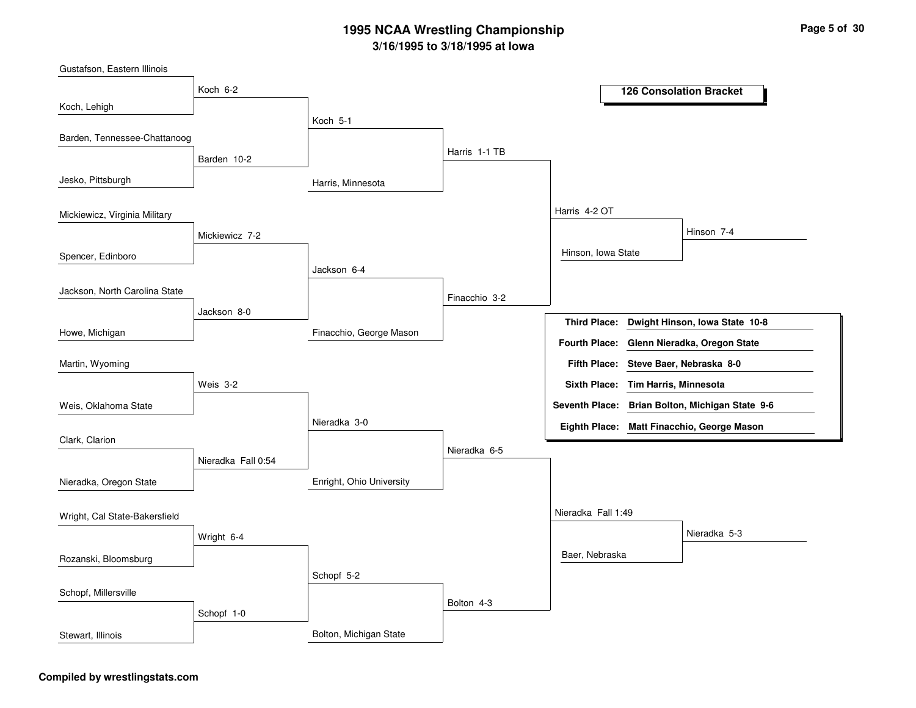# 1995 NCAA Wrestling Championship

### 3/16/1995 to 3/18/1995 at Iowa

## 126 Consolation Bracket

**Round 1**

| Wrestler | Wrestler | Result |
|---|---|---|
| Gustafson, Eastern Illinois | Koch, Lehigh | Koch 6-2 |
| Barden, Tennessee-Chattanoog | Jesko, Pittsburgh | Barden 10-2 |
| Mickiewicz, Virginia Military | Spencer, Edinboro | Mickiewicz 7-2 |
| Jackson, North Carolina State | Howe, Michigan | Jackson 8-0 |
| Martin, Wyoming | Weis, Oklahoma State | Weis 3-2 |
| Clark, Clarion | Nieradka, Oregon State | Nieradka Fall 0:54 |
| Wright, Cal State-Bakersfield | Rozanski, Bloomsburg | Wright 6-4 |
| Schopf, Millersville | Stewart, Illinois | Schopf 1-0 |

**Round 2**

| Wrestler | Wrestler | Result |
|---|---|---|
| Koch | Barden | Koch 5-1 |
| Mickiewicz | Jackson | Jackson 6-4 |
| Weis | Nieradka | Nieradka 3-0 |
| Wright | Schopf | Schopf 5-2 |

**Round 3**

| Wrestler | Wrestler | Result |
|---|---|---|
| Koch | Harris, Minnesota | Harris 1-1 TB |
| Jackson | Finacchio, George Mason | Finacchio 3-2 |
| Nieradka | Enright, Ohio University | Nieradka 6-5 |
| Schopf | Bolton, Michigan State | Bolton 4-3 |

**Round 4**

| Wrestler | Wrestler | Result |
|---|---|---|
| Harris | Finacchio | Harris 4-2 OT |
| Nieradka | Bolton | Nieradka Fall 1:49 |

**Consolation Semifinals**

| Wrestler | Wrestler | Result |
|---|---|---|
| Harris | Hinson, Iowa State | Hinson 7-4 |
| Nieradka | Baer, Nebraska | Nieradka 5-3 |

**Placings**

| Place | Wrestler |
|---|---|
| Third Place: | Dwight Hinson, Iowa State 10-8 |
| Fourth Place: | Glenn Nieradka, Oregon State |
| Fifth Place: | Steve Baer, Nebraska 8-0 |
| Sixth Place: | Tim Harris, Minnesota |
| Seventh Place: | Brian Bolton, Michigan State 9-6 |
| Eighth Place: | Matt Finacchio, George Mason |

**Compiled by wrestlingstats.com**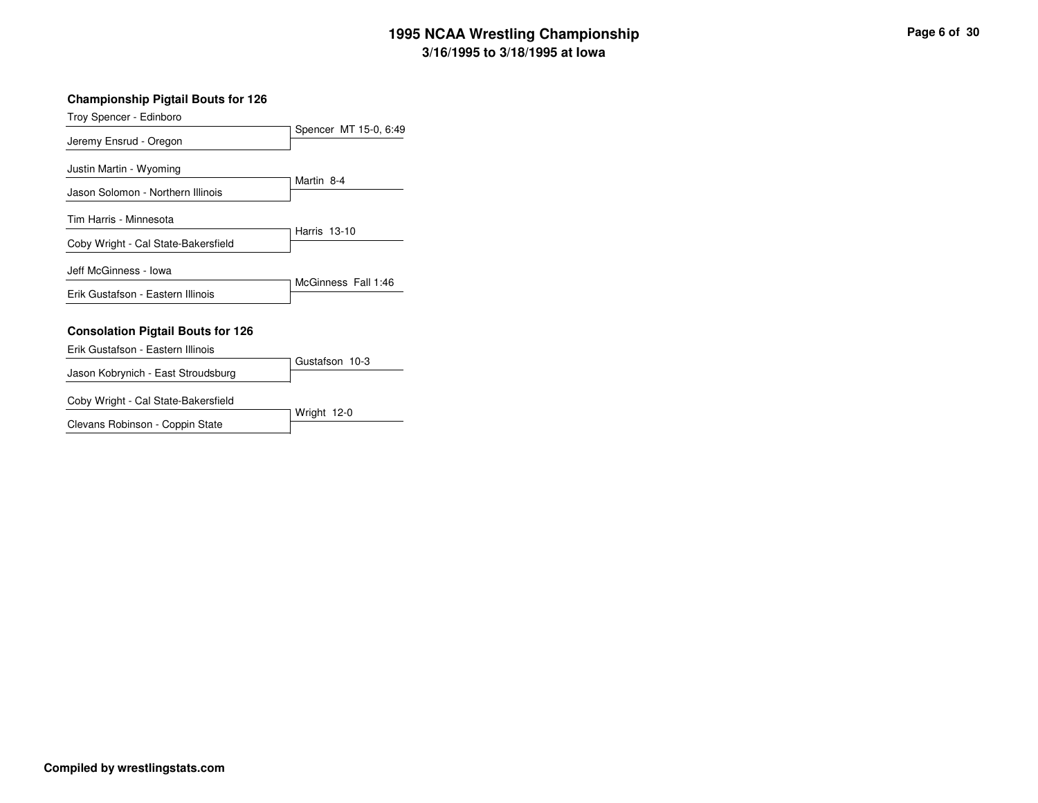# 1995 NCAA Wrestling Championship
## 3/16/1995 to 3/18/1995 at Iowa

### Championship Pigtail Bouts for 126

| Wrestlers | Result |
| --- | --- |
| Troy Spencer - Edinboro vs. Jeremy Ensrud - Oregon | Spencer MT 15-0, 6:49 |
| Justin Martin - Wyoming vs. Jason Solomon - Northern Illinois | Martin 8-4 |
| Tim Harris - Minnesota vs. Coby Wright - Cal State-Bakersfield | Harris 13-10 |
| Jeff McGinness - Iowa vs. Erik Gustafson - Eastern Illinois | McGinness Fall 1:46 |

### Consolation Pigtail Bouts for 126

| Wrestlers | Result |
| --- | --- |
| Erik Gustafson - Eastern Illinois vs. Jason Kobrynich - East Stroudsburg | Gustafson 10-3 |
| Coby Wright - Cal State-Bakersfield vs. Clevans Robinson - Coppin State | Wright 12-0 |

**Compiled by wrestlingstats.com**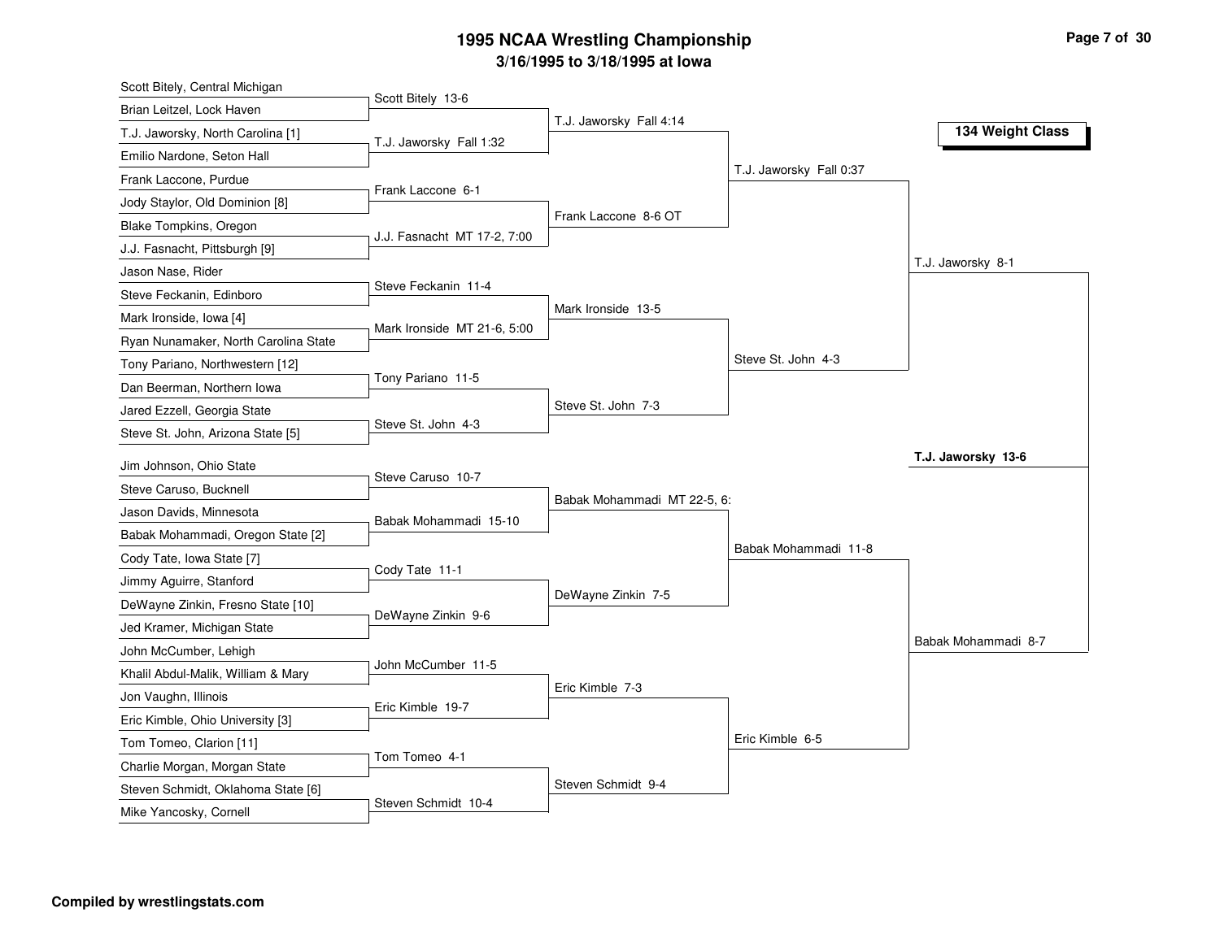# 1995 NCAA Wrestling Championship

## 3/16/1995 to 3/18/1995 at Iowa

### 134 Weight Class

**First Round**

| Wrestler 1 | Wrestler 2 | Winner |
| --- | --- | --- |
| Scott Bitely, Central Michigan | Brian Leitzel, Lock Haven | Scott Bitely 13-6 |
| T.J. Jaworsky, North Carolina [1] | Emilio Nardone, Seton Hall | T.J. Jaworsky Fall 1:32 |
| Frank Laccone, Purdue | Jody Staylor, Old Dominion [8] | Frank Laccone 6-1 |
| Blake Tompkins, Oregon | J.J. Fasnacht, Pittsburgh [9] | J.J. Fasnacht MT 17-2, 7:00 |
| Jason Nase, Rider | Steve Feckanin, Edinboro | Steve Feckanin 11-4 |
| Mark Ironside, Iowa [4] | Ryan Nunamaker, North Carolina State | Mark Ironside MT 21-6, 5:00 |
| Tony Pariano, Northwestern [12] | Dan Beerman, Northern Iowa | Tony Pariano 11-5 |
| Jared Ezzell, Georgia State | Steve St. John, Arizona State [5] | Steve St. John 4-3 |
| Jim Johnson, Ohio State | Steve Caruso, Bucknell | Steve Caruso 10-7 |
| Jason Davids, Minnesota | Babak Mohammadi, Oregon State [2] | Babak Mohammadi 15-10 |
| Cody Tate, Iowa State [7] | Jimmy Aguirre, Stanford | Cody Tate 11-1 |
| DeWayne Zinkin, Fresno State [10] | Jed Kramer, Michigan State | DeWayne Zinkin 9-6 |
| John McCumber, Lehigh | Khalil Abdul-Malik, William & Mary | John McCumber 11-5 |
| Jon Vaughn, Illinois | Eric Kimble, Ohio University [3] | Eric Kimble 19-7 |
| Tom Tomeo, Clarion [11] | Charlie Morgan, Morgan State | Tom Tomeo 4-1 |
| Steven Schmidt, Oklahoma State [6] | Mike Yancosky, Cornell | Steven Schmidt 10-4 |

**Second Round**

- T.J. Jaworsky Fall 4:14
- Frank Laccone 8-6 OT
- Mark Ironside 13-5
- Steve St. John 7-3
- Babak Mohammadi MT 22-5, 6:
- DeWayne Zinkin 7-5
- Eric Kimble 7-3
- Steven Schmidt 9-4

**Quarterfinals**

- T.J. Jaworsky Fall 0:37
- Steve St. John 4-3
- Babak Mohammadi 11-8
- Eric Kimble 6-5

**Semifinals**

- T.J. Jaworsky 8-1
- Babak Mohammadi 8-7

**Final**

- **T.J. Jaworsky 13-6**

**Compiled by wrestlingstats.com**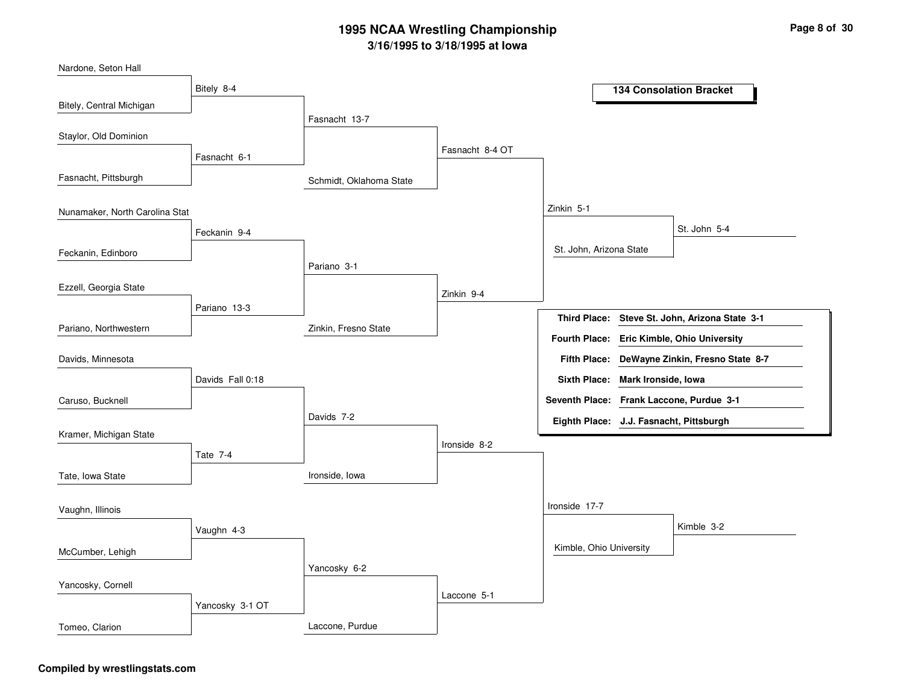# 1995 NCAA Wrestling Championship

## 3/16/1995 to 3/18/1995 at Iowa

### 134 Consolation Bracket

**Round 1**

| Wrestler 1 | Wrestler 2 | Result |
|---|---|---|
| Nardone, Seton Hall | Bitely, Central Michigan | Bitely 8-4 |
| Staylor, Old Dominion | Fasnacht, Pittsburgh | Fasnacht 6-1 |
| Nunamaker, North Carolina Stat | Feckanin, Edinboro | Feckanin 9-4 |
| Ezzell, Georgia State | Pariano, Northwestern | Pariano 13-3 |
| Davids, Minnesota | Caruso, Bucknell | Davids Fall 0:18 |
| Kramer, Michigan State | Tate, Iowa State | Tate 7-4 |
| Vaughn, Illinois | McCumber, Lehigh | Vaughn 4-3 |
| Yancosky, Cornell | Tomeo, Clarion | Yancosky 3-1 OT |

**Round 2**

| Wrestler 1 | Wrestler 2 | Result |
|---|---|---|
| Bitely | Fasnacht | Fasnacht 13-7 |
| Feckanin | Pariano | Pariano 3-1 |
| Davids | Tate | Davids 7-2 |
| Vaughn | Yancosky | Yancosky 6-2 |

**Round 3**

| Wrestler 1 | Wrestler 2 | Result |
|---|---|---|
| Fasnacht | Schmidt, Oklahoma State | Fasnacht 8-4 OT |
| Pariano | Zinkin, Fresno State | Zinkin 9-4 |
| Davids | Ironside, Iowa | Ironside 8-2 |
| Yancosky | Laccone, Purdue | Laccone 5-1 |

**Round 4**

| Wrestler 1 | Wrestler 2 | Result |
|---|---|---|
| Fasnacht | Zinkin | Zinkin 5-1 |
| Ironside | Laccone | Ironside 17-7 |

**Consolation Semifinals**

| Wrestler 1 | Wrestler 2 | Result |
|---|---|---|
| Zinkin | St. John, Arizona State | St. John 5-4 |
| Ironside | Kimble, Ohio University | Kimble 3-2 |

**Final Placement**

| Place | Wrestler |
|---|---|
| **Third Place:** | **Steve St. John, Arizona State 3-1** |
| **Fourth Place:** | **Eric Kimble, Ohio University** |
| **Fifth Place:** | **DeWayne Zinkin, Fresno State 8-7** |
| **Sixth Place:** | **Mark Ironside, Iowa** |
| **Seventh Place:** | **Frank Laccone, Purdue 3-1** |
| **Eighth Place:** | **J.J. Fasnacht, Pittsburgh** |

**Compiled by wrestlingstats.com**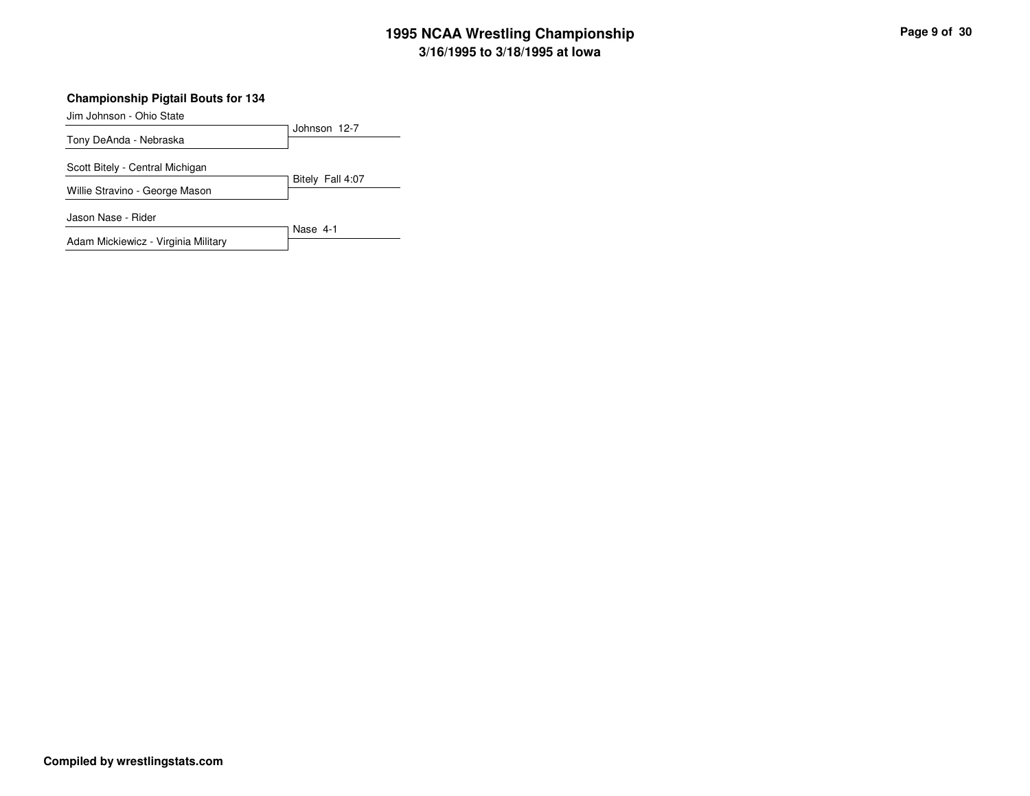## Championship Pigtail Bouts for 134

| Wrestler 1 | Wrestler 2 | Result |
|---|---|---|
| Jim Johnson - Ohio State | Tony DeAnda - Nebraska | Johnson 12-7 |
| Scott Bitely - Central Michigan | Willie Stravino - George Mason | Bitely Fall 4:07 |
| Jason Nase - Rider | Adam Mickiewicz - Virginia Military | Nase 4-1 |

**Compiled by wrestlingstats.com**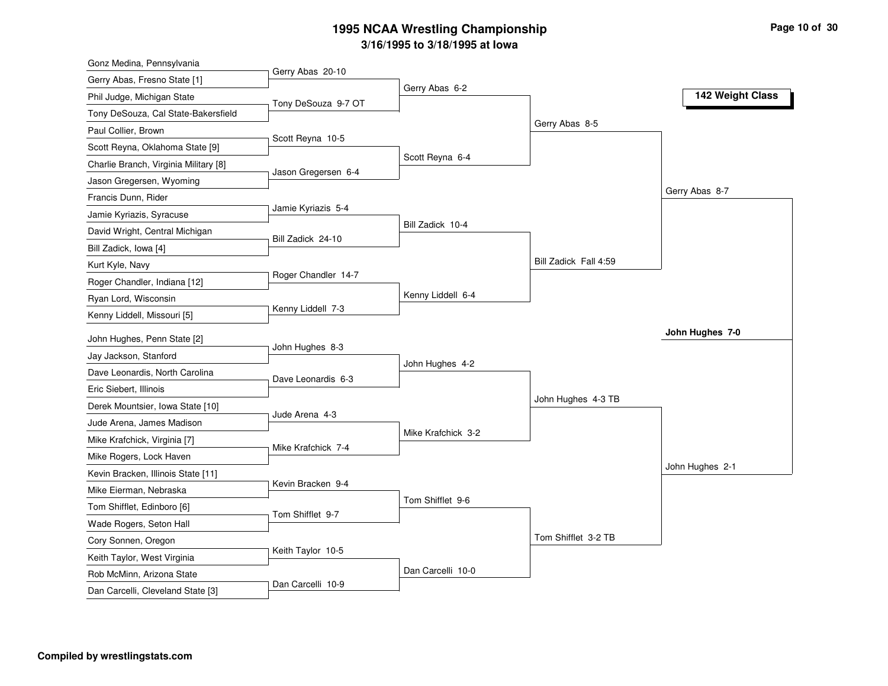# 1995 NCAA Wrestling Championship

## 3/16/1995 to 3/18/1995 at Iowa

### 142 Weight Class

**Top Half**

| First Round | Result | Second Round | Quarterfinals | Semifinals |
|---|---|---|---|---|
| Gonz Medina, Pennsylvania vs. Gerry Abas, Fresno State [1] | Gerry Abas 20-10 | Gerry Abas 6-2 | Gerry Abas 8-5 | Gerry Abas 8-7 |
| Phil Judge, Michigan State vs. Tony DeSouza, Cal State-Bakersfield | Tony DeSouza 9-7 OT | | | |
| Paul Collier, Brown vs. Scott Reyna, Oklahoma State [9] | Scott Reyna 10-5 | Scott Reyna 6-4 | | |
| Charlie Branch, Virginia Military [8] vs. Jason Gregersen, Wyoming | Jason Gregersen 6-4 | | | |
| Francis Dunn, Rider vs. Jamie Kyriazis, Syracuse | Jamie Kyriazis 5-4 | Bill Zadick 10-4 | Bill Zadick Fall 4:59 | |
| David Wright, Central Michigan vs. Bill Zadick, Iowa [4] | Bill Zadick 24-10 | | | |
| Kurt Kyle, Navy vs. Roger Chandler, Indiana [12] | Roger Chandler 14-7 | Kenny Liddell 6-4 | | |
| Ryan Lord, Wisconsin vs. Kenny Liddell, Missouri [5] | Kenny Liddell 7-3 | | | |

**Bottom Half**

| First Round | Result | Second Round | Quarterfinals | Semifinals |
|---|---|---|---|---|
| John Hughes, Penn State [2] vs. Jay Jackson, Stanford | John Hughes 8-3 | John Hughes 4-2 | John Hughes 4-3 TB | John Hughes 2-1 |
| Dave Leonardis, North Carolina vs. Eric Siebert, Illinois | Dave Leonardis 6-3 | | | |
| Derek Mountsier, Iowa State [10] vs. Jude Arena, James Madison | Jude Arena 4-3 | Mike Krafchick 3-2 | | |
| Mike Krafchick, Virginia [7] vs. Mike Rogers, Lock Haven | Mike Krafchick 7-4 | | | |
| Kevin Bracken, Illinois State [11] vs. Mike Eierman, Nebraska | Kevin Bracken 9-4 | Tom Shifflet 9-6 | Tom Shifflet 3-2 TB | |
| Tom Shifflet, Edinboro [6] vs. Wade Rogers, Seton Hall | Tom Shifflet 9-7 | | | |
| Cory Sonnen, Oregon vs. Keith Taylor, West Virginia | Keith Taylor 10-5 | Dan Carcelli 10-0 | | |
| Rob McMinn, Arizona State vs. Dan Carcelli, Cleveland State [3] | Dan Carcelli 10-9 | | | |

**Final:** **John Hughes 7-0**

**Compiled by wrestlingstats.com**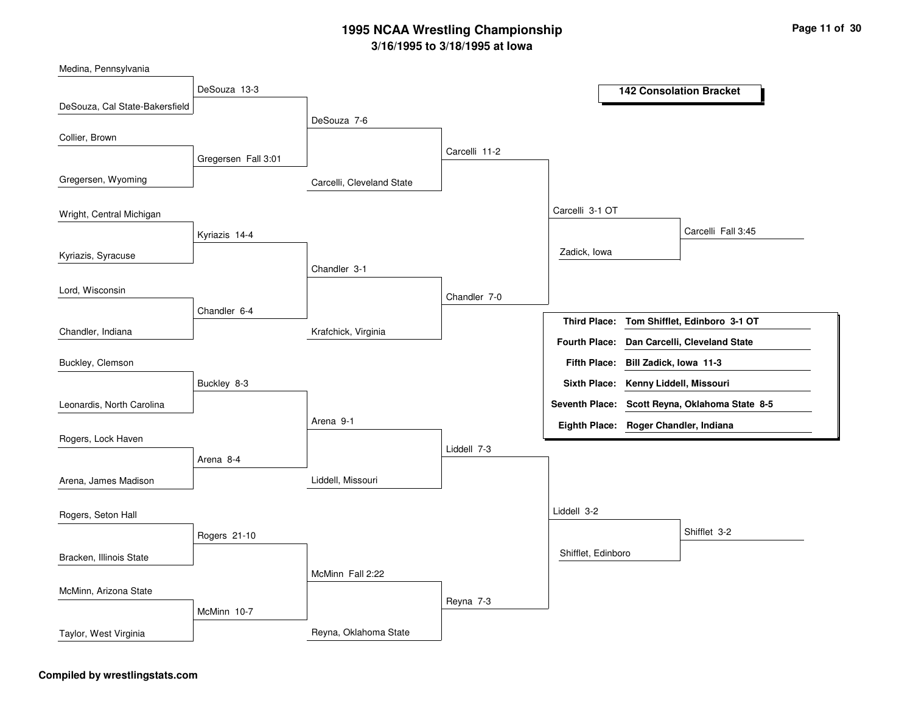# 1995 NCAA Wrestling Championship

**3/16/1995 to 3/18/1995 at Iowa**

## 142 Consolation Bracket

### Round 1

| Wrestler | Result |
|---|---|
| Medina, Pennsylvania | |
| DeSouza, Cal State-Bakersfield | DeSouza 13-3 |
| Collier, Brown | |
| Gregersen, Wyoming | Gregersen Fall 3:01 |
| Wright, Central Michigan | |
| Kyriazis, Syracuse | Kyriazis 14-4 |
| Lord, Wisconsin | |
| Chandler, Indiana | Chandler 6-4 |
| Buckley, Clemson | |
| Leonardis, North Carolina | Buckley 8-3 |
| Rogers, Lock Haven | |
| Arena, James Madison | Arena 8-4 |
| Rogers, Seton Hall | |
| Bracken, Illinois State | Rogers 21-10 |
| McMinn, Arizona State | |
| Taylor, West Virginia | McMinn 10-7 |

### Round 2

- DeSouza 7-6
- Chandler 3-1
- Arena 9-1
- McMinn Fall 2:22

### Round 3

- Carcelli, Cleveland State vs. DeSouza: Carcelli 11-2
- Krafchick, Virginia vs. Chandler: Chandler 7-0
- Liddell, Missouri vs. Arena: Liddell 7-3
- Reyna, Oklahoma State vs. McMinn: Reyna 7-3

### Round 4

- Carcelli 3-1 OT
- Liddell 3-2

### Semifinals

- Zadick, Iowa vs. Carcelli: Carcelli Fall 3:45
- Shifflet, Edinboro vs. Liddell: Shifflet 3-2

### Placement

| Place | Wrestler |
|---|---|
| Third Place: | Tom Shifflet, Edinboro 3-1 OT |
| Fourth Place: | Dan Carcelli, Cleveland State |
| Fifth Place: | Bill Zadick, Iowa 11-3 |
| Sixth Place: | Kenny Liddell, Missouri |
| Seventh Place: | Scott Reyna, Oklahoma State 8-5 |
| Eighth Place: | Roger Chandler, Indiana |

Compiled by wrestlingstats.com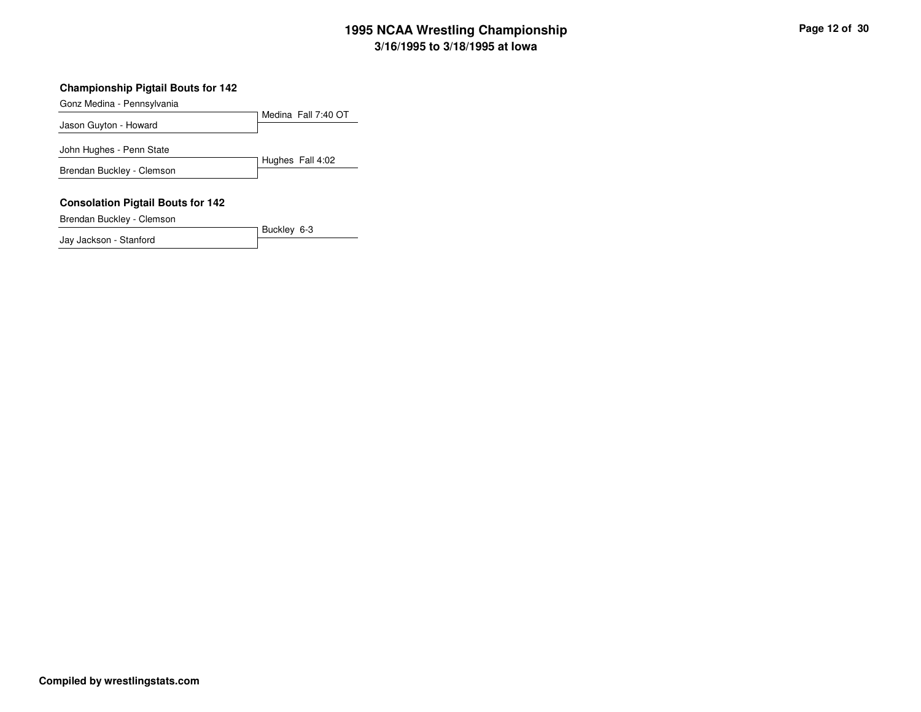# 1995 NCAA Wrestling Championship
## 3/16/1995 to 3/18/1995 at Iowa

### Championship Pigtail Bouts for 142

| Wrestler | Result |
| --- | --- |
| Gonz Medina - Pennsylvania | Medina Fall 7:40 OT |
| Jason Guyton - Howard | |

| Wrestler | Result |
| --- | --- |
| John Hughes - Penn State | Hughes Fall 4:02 |
| Brendan Buckley - Clemson | |

### Consolation Pigtail Bouts for 142

| Wrestler | Result |
| --- | --- |
| Brendan Buckley - Clemson | Buckley 6-3 |
| Jay Jackson - Stanford | |

**Compiled by wrestlingstats.com**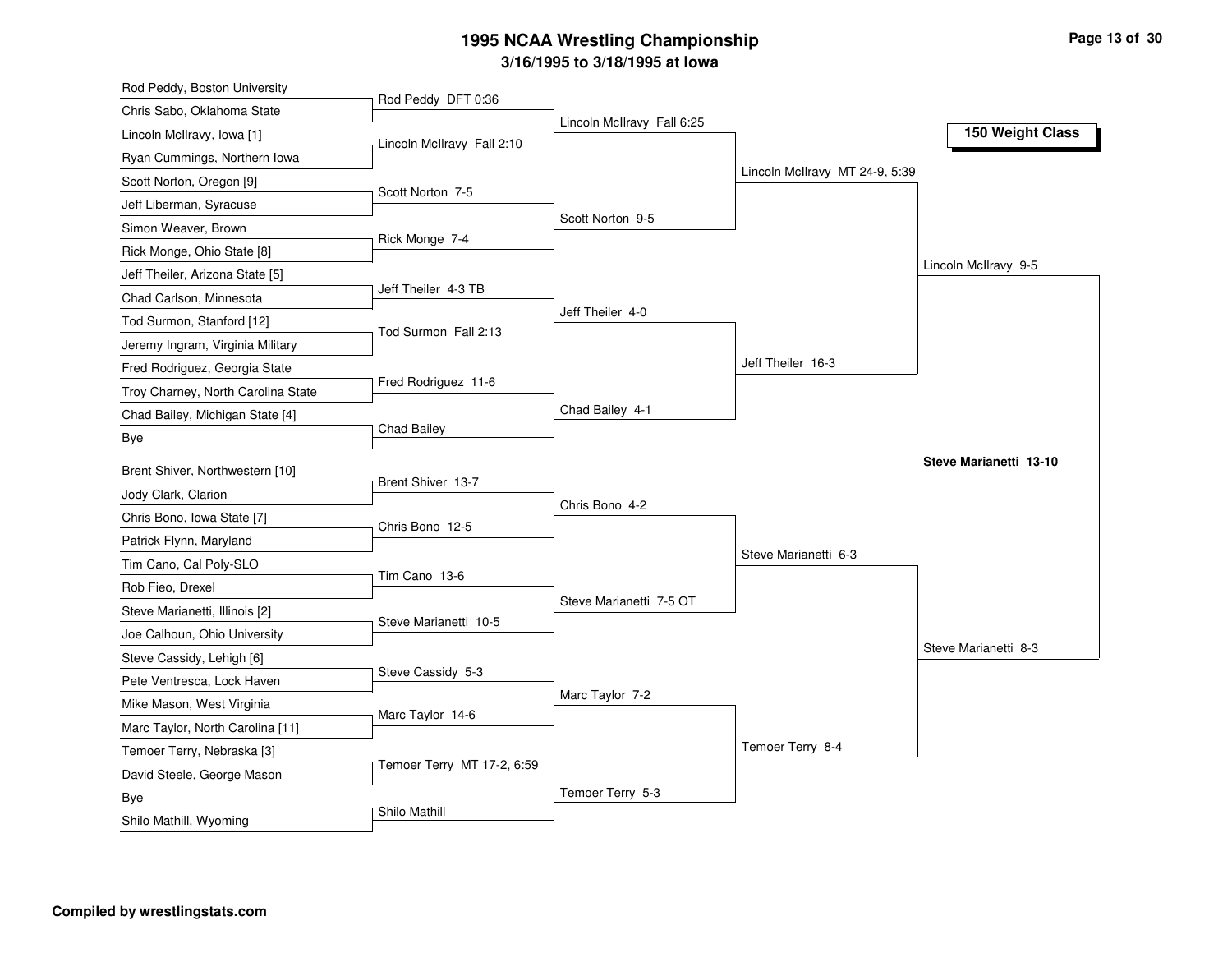# 1995 NCAA Wrestling Championship

## 3/16/1995 to 3/18/1995 at Iowa

### 150 Weight Class

**First Round**

| Wrestler 1 | Wrestler 2 | Winner |
|---|---|---|
| Rod Peddy, Boston University | Chris Sabo, Oklahoma State | Rod Peddy DFT 0:36 |
| Lincoln McIlravy, Iowa [1] | Ryan Cummings, Northern Iowa | Lincoln McIlravy Fall 2:10 |
| Scott Norton, Oregon [9] | Jeff Liberman, Syracuse | Scott Norton 7-5 |
| Simon Weaver, Brown | Rick Monge, Ohio State [8] | Rick Monge 7-4 |
| Jeff Theiler, Arizona State [5] | Chad Carlson, Minnesota | Jeff Theiler 4-3 TB |
| Tod Surmon, Stanford [12] | Jeremy Ingram, Virginia Military | Tod Surmon Fall 2:13 |
| Fred Rodriguez, Georgia State | Troy Charney, North Carolina State | Fred Rodriguez 11-6 |
| Chad Bailey, Michigan State [4] | Bye | Chad Bailey |
| Brent Shiver, Northwestern [10] | Jody Clark, Clarion | Brent Shiver 13-7 |
| Chris Bono, Iowa State [7] | Patrick Flynn, Maryland | Chris Bono 12-5 |
| Tim Cano, Cal Poly-SLO | Rob Fieo, Drexel | Tim Cano 13-6 |
| Steve Marianetti, Illinois [2] | Joe Calhoun, Ohio University | Steve Marianetti 10-5 |
| Steve Cassidy, Lehigh [6] | Pete Ventresca, Lock Haven | Steve Cassidy 5-3 |
| Mike Mason, West Virginia | Marc Taylor, North Carolina [11] | Marc Taylor 14-6 |
| Temoer Terry, Nebraska [3] | David Steele, George Mason | Temoer Terry MT 17-2, 6:59 |
| Bye | Shilo Mathill, Wyoming | Shilo Mathill |

**Second Round**

- Lincoln McIlravy Fall 6:25
- Scott Norton 9-5
- Jeff Theiler 4-0
- Chad Bailey 4-1
- Chris Bono 4-2
- Steve Marianetti 7-5 OT
- Marc Taylor 7-2
- Temoer Terry 5-3

**Quarterfinals**

- Lincoln McIlravy MT 24-9, 5:39
- Jeff Theiler 16-3
- Steve Marianetti 6-3
- Temoer Terry 8-4

**Semifinals**

- Lincoln McIlravy 9-5
- Steve Marianetti 8-3

**Final**

- **Steve Marianetti 13-10**

**Compiled by wrestlingstats.com**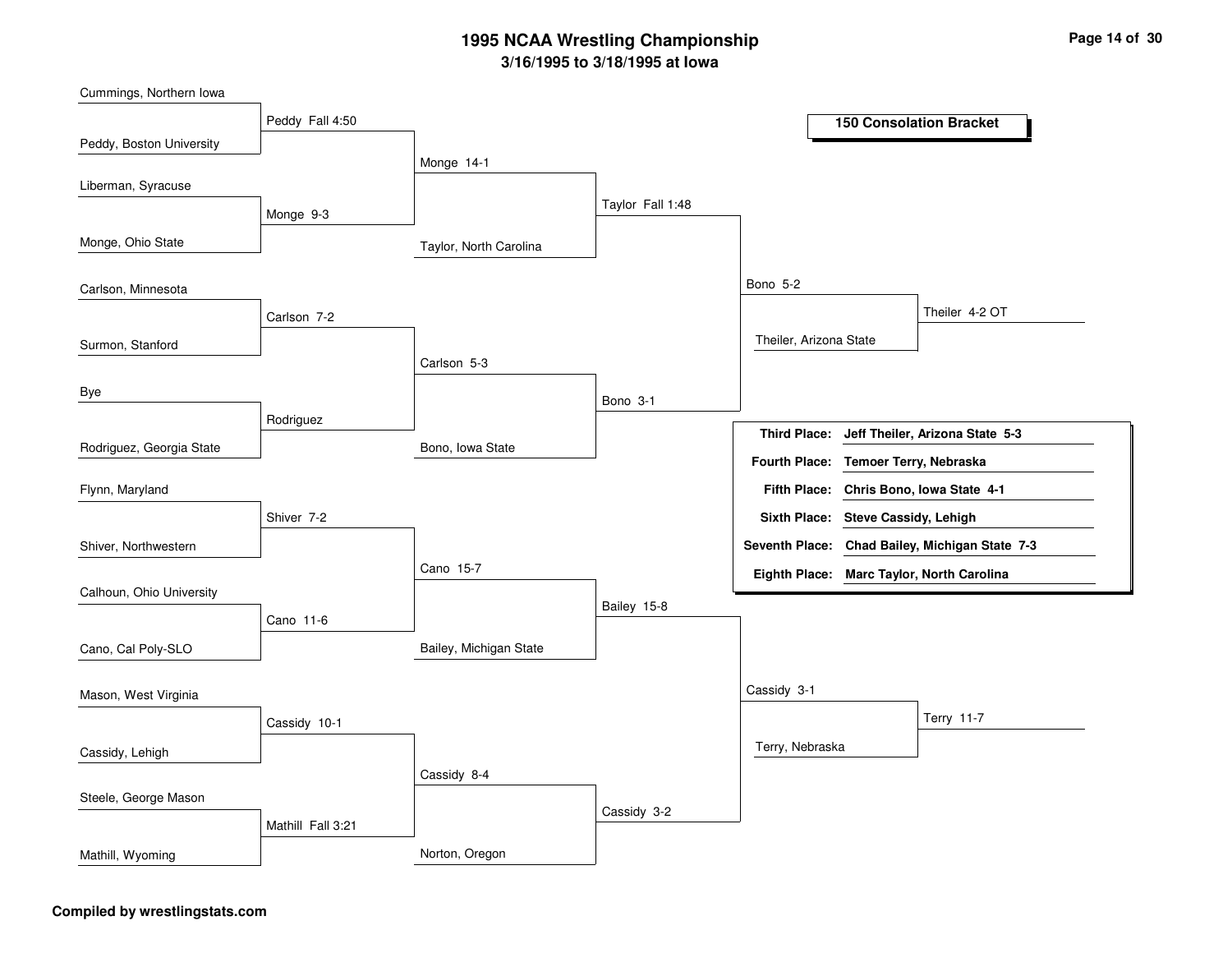# 1995 NCAA Wrestling Championship

**3/16/1995 to 3/18/1995 at Iowa**

## 150 Consolation Bracket

### First Round

| Wrestler 1 | Wrestler 2 | Result |
|---|---|---|
| Cummings, Northern Iowa | Peddy, Boston University | Peddy Fall 4:50 |
| Liberman, Syracuse | Monge, Ohio State | Monge 9-3 |
| Carlson, Minnesota | Surmon, Stanford | Carlson 7-2 |
| Bye | Rodriguez, Georgia State | Rodriguez |
| Flynn, Maryland | Shiver, Northwestern | Shiver 7-2 |
| Calhoun, Ohio University | Cano, Cal Poly-SLO | Cano 11-6 |
| Mason, West Virginia | Cassidy, Lehigh | Cassidy 10-1 |
| Steele, George Mason | Mathill, Wyoming | Mathill Fall 3:21 |

### Second Round

| Wrestler 1 | Wrestler 2 | Result |
|---|---|---|
| Peddy | Monge | Monge 14-1 |
| Carlson | Rodriguez | Carlson 5-3 |
| Shiver | Cano | Cano 15-7 |
| Cassidy | Mathill | Cassidy 8-4 |

### Third Round

| Wrestler 1 | Wrestler 2 | Result |
|---|---|---|
| Monge | Taylor, North Carolina | Taylor Fall 1:48 |
| Carlson | Bono, Iowa State | Bono 3-1 |
| Cano | Bailey, Michigan State | Bailey 15-8 |
| Cassidy | Norton, Oregon | Cassidy 3-2 |

### Quarterfinals

| Wrestler 1 | Wrestler 2 | Result |
|---|---|---|
| Taylor | Bono | Bono 5-2 |
| Bailey | Cassidy | Cassidy 3-1 |

### Semifinals

| Wrestler 1 | Wrestler 2 | Result |
|---|---|---|
| Bono | Theiler, Arizona State | Theiler 4-2 OT |
| Cassidy | Terry, Nebraska | Terry 11-7 |

### Placings

| Place | Wrestler |
|---|---|
| **Third Place:** | **Jeff Theiler, Arizona State 5-3** |
| **Fourth Place:** | **Temoer Terry, Nebraska** |
| **Fifth Place:** | **Chris Bono, Iowa State 4-1** |
| **Sixth Place:** | **Steve Cassidy, Lehigh** |
| **Seventh Place:** | **Chad Bailey, Michigan State 7-3** |
| **Eighth Place:** | **Marc Taylor, North Carolina** |

**Compiled by wrestlingstats.com**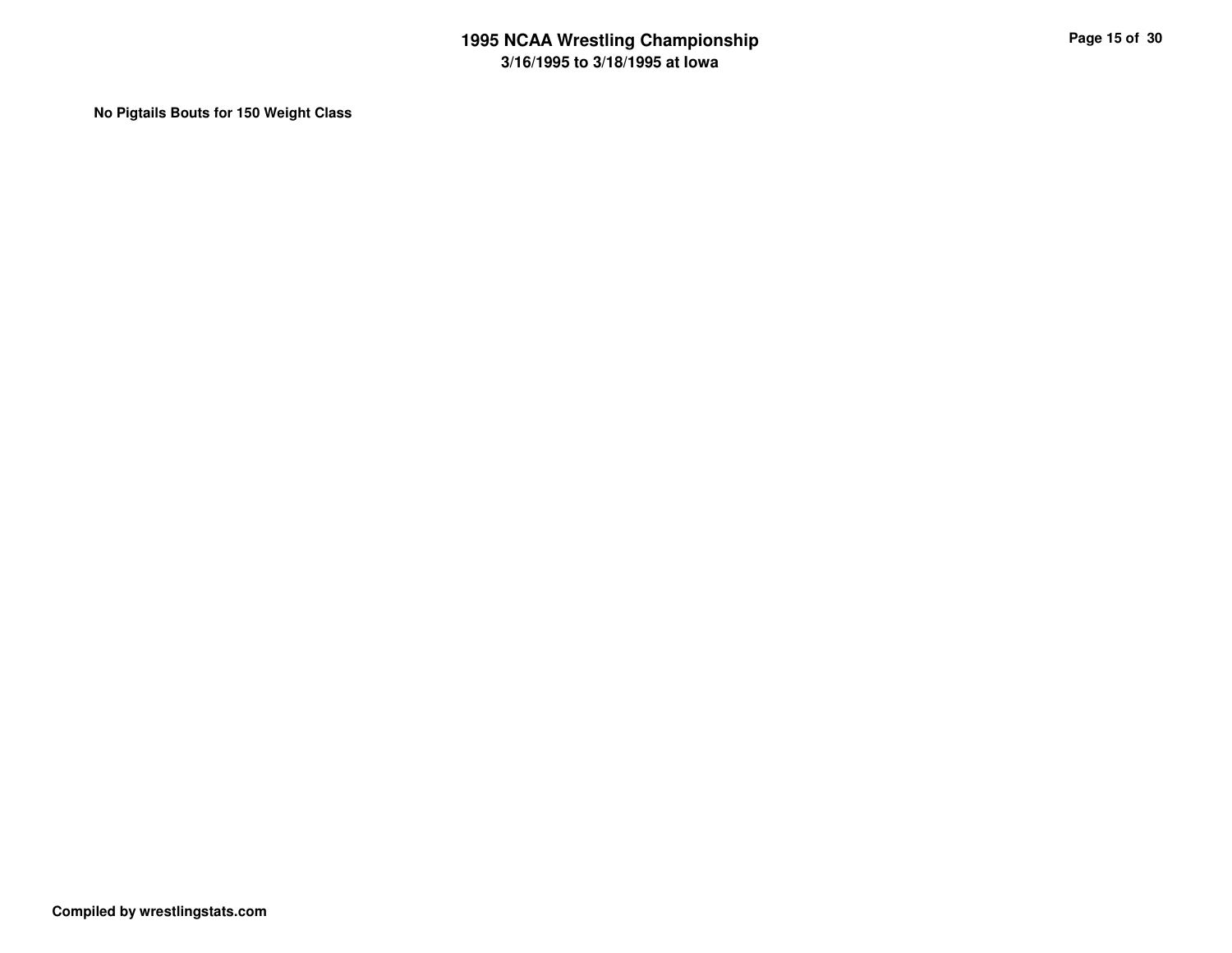**No Pigtails Bouts for 150 Weight Class**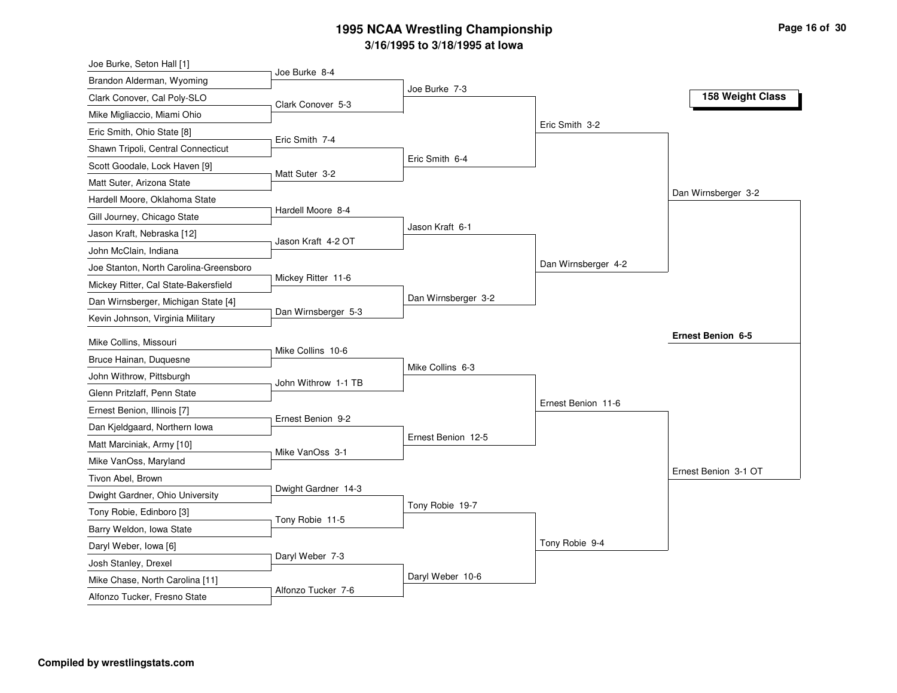# 1995 NCAA Wrestling Championship

## 3/16/1995 to 3/18/1995 at Iowa

**158 Weight Class**

### First Round

| Wrestler 1 | Wrestler 2 | Winner |
| --- | --- | --- |
| Joe Burke, Seton Hall [1] | Brandon Alderman, Wyoming | Joe Burke 8-4 |
| Clark Conover, Cal Poly-SLO | Mike Migliaccio, Miami Ohio | Clark Conover 5-3 |
| Eric Smith, Ohio State [8] | Shawn Tripoli, Central Connecticut | Eric Smith 7-4 |
| Scott Goodale, Lock Haven [9] | Matt Suter, Arizona State | Matt Suter 3-2 |
| Hardell Moore, Oklahoma State | Gill Journey, Chicago State | Hardell Moore 8-4 |
| Jason Kraft, Nebraska [12] | John McClain, Indiana | Jason Kraft 4-2 OT |
| Joe Stanton, North Carolina-Greensboro | Mickey Ritter, Cal State-Bakersfield | Mickey Ritter 11-6 |
| Dan Wirnsberger, Michigan State [4] | Kevin Johnson, Virginia Military | Dan Wirnsberger 5-3 |
| Mike Collins, Missouri | Bruce Hainan, Duquesne | Mike Collins 10-6 |
| John Withrow, Pittsburgh | Glenn Pritzlaff, Penn State | John Withrow 1-1 TB |
| Ernest Benion, Illinois [7] | Dan Kjeldgaard, Northern Iowa | Ernest Benion 9-2 |
| Matt Marciniak, Army [10] | Mike VanOss, Maryland | Mike VanOss 3-1 |
| Tivon Abel, Brown | Dwight Gardner, Ohio University | Dwight Gardner 14-3 |
| Tony Robie, Edinboro [3] | Barry Weldon, Iowa State | Tony Robie 11-5 |
| Daryl Weber, Iowa [6] | Josh Stanley, Drexel | Daryl Weber 7-3 |
| Mike Chase, North Carolina [11] | Alfonzo Tucker, Fresno State | Alfonzo Tucker 7-6 |

### Second Round

- Joe Burke 7-3
- Eric Smith 6-4
- Jason Kraft 6-1
- Dan Wirnsberger 3-2
- Mike Collins 6-3
- Ernest Benion 12-5
- Tony Robie 19-7
- Daryl Weber 10-6

### Quarterfinals

- Eric Smith 3-2
- Dan Wirnsberger 4-2
- Ernest Benion 11-6
- Tony Robie 9-4

### Semifinals

- Dan Wirnsberger 3-2
- Ernest Benion 3-1 OT

### Champion

**Ernest Benion 6-5**

**Compiled by wrestlingstats.com**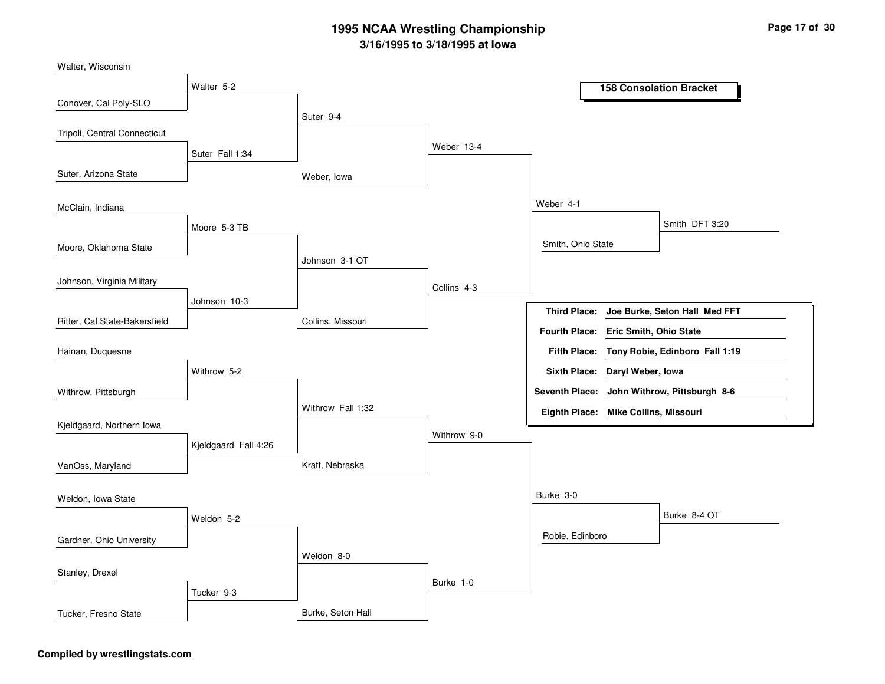# 1995 NCAA Wrestling Championship

## 3/16/1995 to 3/18/1995 at Iowa

### 158 Consolation Bracket

**Round 1**

- Walter, Wisconsin vs. Conover, Cal Poly-SLO — Walter 5-2
- Tripoli, Central Connecticut vs. Suter, Arizona State — Suter Fall 1:34
- McClain, Indiana vs. Moore, Oklahoma State — Moore 5-3 TB
- Johnson, Virginia Military vs. Ritter, Cal State-Bakersfield — Johnson 10-3
- Hainan, Duquesne vs. Withrow, Pittsburgh — Withrow 5-2
- Kjeldgaard, Northern Iowa vs. VanOss, Maryland — Kjeldgaard Fall 4:26
- Weldon, Iowa State vs. Gardner, Ohio University — Weldon 5-2
- Stanley, Drexel vs. Tucker, Fresno State — Tucker 9-3

**Round 2**

- Walter vs. Suter — Suter 9-4
- Moore vs. Johnson — Johnson 3-1 OT
- Withrow vs. Kjeldgaard — Withrow Fall 1:32
- Weldon vs. Tucker — Weldon 8-0

**Round 3**

- Suter vs. Weber, Iowa — Weber 13-4
- Johnson vs. Collins, Missouri — Collins 4-3
- Withrow vs. Kraft, Nebraska — Withrow 9-0
- Weldon vs. Burke, Seton Hall — Burke 1-0

**Round 4**

- Weber vs. Collins — Weber 4-1
- Withrow vs. Burke — Burke 3-0

**Round 5**

- Weber vs. Smith, Ohio State — Smith DFT 3:20
- Burke vs. Robie, Edinboro — Burke 8-4 OT

| Place | Result |
|---|---|
| Third Place: | Joe Burke, Seton Hall Med FFT |
| Fourth Place: | Eric Smith, Ohio State |
| Fifth Place: | Tony Robie, Edinboro Fall 1:19 |
| Sixth Place: | Daryl Weber, Iowa |
| Seventh Place: | John Withrow, Pittsburgh 8-6 |
| Eighth Place: | Mike Collins, Missouri |

Compiled by wrestlingstats.com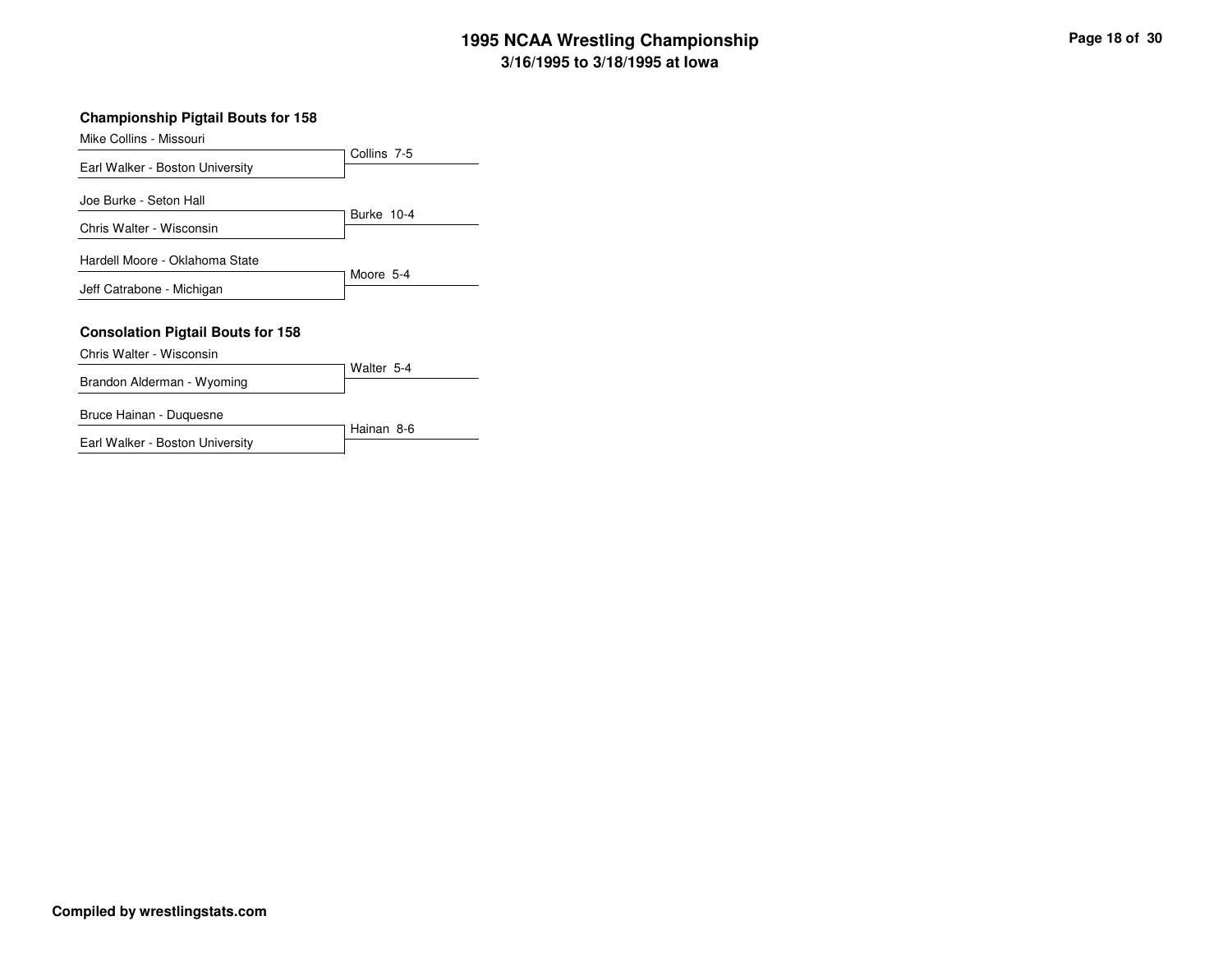### Championship Pigtail Bouts for 158

| Wrestler | Result |
| --- | --- |
| Mike Collins - Missouri | Collins 7-5 |
| Earl Walker - Boston University | |

| Wrestler | Result |
| --- | --- |
| Joe Burke - Seton Hall | Burke 10-4 |
| Chris Walter - Wisconsin | |

| Wrestler | Result |
| --- | --- |
| Hardell Moore - Oklahoma State | Moore 5-4 |
| Jeff Catrabone - Michigan | |

### Consolation Pigtail Bouts for 158

| Wrestler | Result |
| --- | --- |
| Chris Walter - Wisconsin | Walter 5-4 |
| Brandon Alderman - Wyoming | |

| Wrestler | Result |
| --- | --- |
| Bruce Hainan - Duquesne | Hainan 8-6 |
| Earl Walker - Boston University | |

**Compiled by wrestlingstats.com**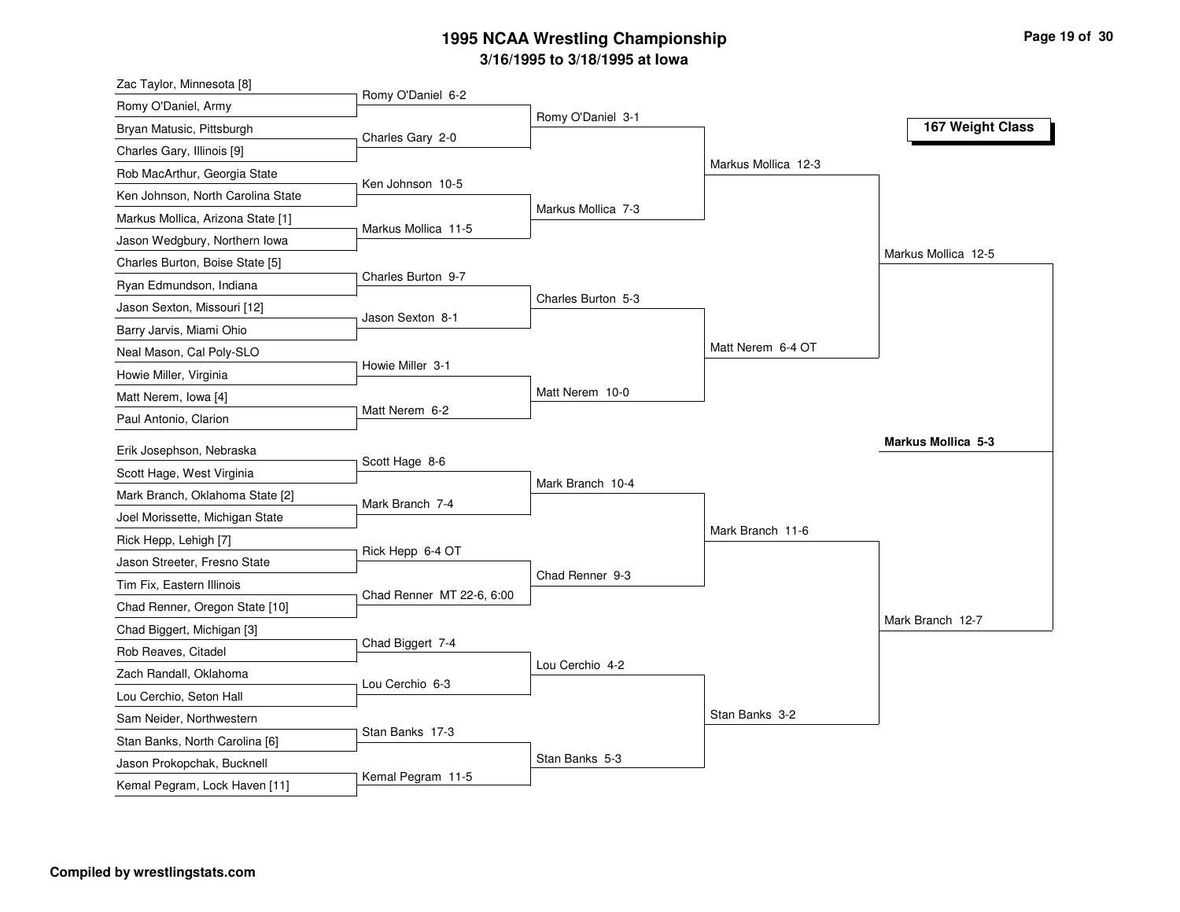# 1995 NCAA Wrestling Championship

## 3/16/1995 to 3/18/1995 at Iowa

### 167 Weight Class

**First Round**

- Zac Taylor, Minnesota [8] vs. Romy O'Daniel, Army — Romy O'Daniel 6-2
- Bryan Matusic, Pittsburgh vs. Charles Gary, Illinois [9] — Charles Gary 2-0
- Rob MacArthur, Georgia State vs. Ken Johnson, North Carolina State — Ken Johnson 10-5
- Markus Mollica, Arizona State [1] vs. Jason Wedgbury, Northern Iowa — Markus Mollica 11-5
- Charles Burton, Boise State [5] vs. Ryan Edmundson, Indiana — Charles Burton 9-7
- Jason Sexton, Missouri [12] vs. Barry Jarvis, Miami Ohio — Jason Sexton 8-1
- Neal Mason, Cal Poly-SLO vs. Howie Miller, Virginia — Howie Miller 3-1
- Matt Nerem, Iowa [4] vs. Paul Antonio, Clarion — Matt Nerem 6-2
- Erik Josephson, Nebraska vs. Scott Hage, West Virginia — Scott Hage 8-6
- Mark Branch, Oklahoma State [2] vs. Joel Morissette, Michigan State — Mark Branch 7-4
- Rick Hepp, Lehigh [7] vs. Jason Streeter, Fresno State — Rick Hepp 6-4 OT
- Tim Fix, Eastern Illinois vs. Chad Renner, Oregon State [10] — Chad Renner MT 22-6, 6:00
- Chad Biggert, Michigan [3] vs. Rob Reaves, Citadel — Chad Biggert 7-4
- Zach Randall, Oklahoma vs. Lou Cerchio, Seton Hall — Lou Cerchio 6-3
- Sam Neider, Northwestern vs. Stan Banks, North Carolina [6] — Stan Banks 17-3
- Jason Prokopchak, Bucknell vs. Kemal Pegram, Lock Haven [11] — Kemal Pegram 11-5

**Second Round**

- Romy O'Daniel 3-1
- Markus Mollica 7-3
- Charles Burton 5-3
- Matt Nerem 10-0
- Mark Branch 10-4
- Chad Renner 9-3
- Lou Cerchio 4-2
- Stan Banks 5-3

**Quarterfinals**

- Markus Mollica 12-3
- Matt Nerem 6-4 OT
- Mark Branch 11-6
- Stan Banks 3-2

**Semifinals**

- Markus Mollica 12-5
- Mark Branch 12-7

**Final**

- **Markus Mollica 5-3**

**Compiled by wrestlingstats.com**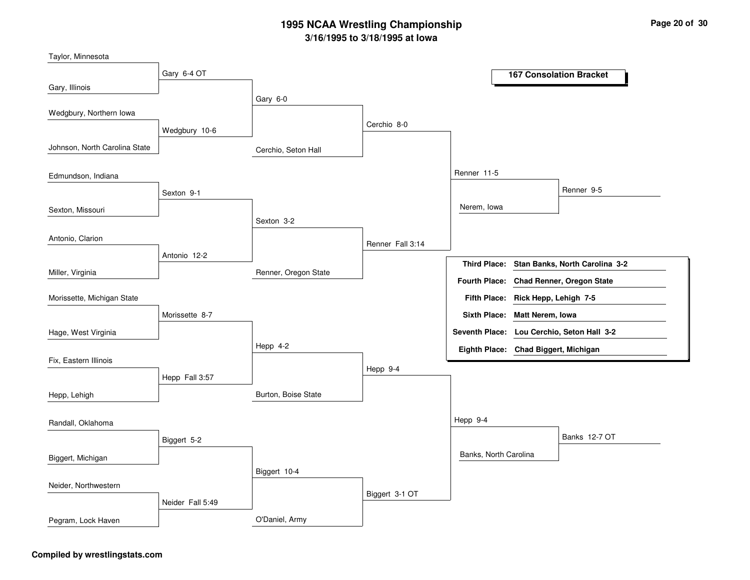# 1995 NCAA Wrestling Championship

## 3/16/1995 to 3/18/1995 at Iowa

### 167 Consolation Bracket

**Round 1**

- Taylor, Minnesota vs. Gary, Illinois — Gary 6-4 OT
- Wedgbury, Northern Iowa vs. Johnson, North Carolina State — Wedgbury 10-6
- Edmundson, Indiana vs. Sexton, Missouri — Sexton 9-1
- Antonio, Clarion vs. Miller, Virginia — Antonio 12-2
- Morissette, Michigan State vs. Hage, West Virginia — Morissette 8-7
- Fix, Eastern Illinois vs. Hepp, Lehigh — Hepp Fall 3:57
- Randall, Oklahoma vs. Biggert, Michigan — Biggert 5-2
- Neider, Northwestern vs. Pegram, Lock Haven — Neider Fall 5:49

**Round 2**

- Gary vs. Wedgbury — Gary 6-0
- Sexton vs. Antonio — Sexton 3-2
- Morissette vs. Hepp — Hepp 4-2
- Biggert vs. Neider — Biggert 10-4

**Round 3**

- Gary vs. Cerchio, Seton Hall — Cerchio 8-0
- Sexton vs. Renner, Oregon State — Renner Fall 3:14
- Hepp vs. Burton, Boise State — Hepp 9-4
- Biggert vs. O'Daniel, Army — Biggert 3-1 OT

**Round 4**

- Cerchio vs. Renner — Renner 11-5
- Hepp vs. Biggert — Hepp 9-4

**Consolation Semifinals**

- Renner vs. Nerem, Iowa — Renner 9-5
- Hepp vs. Banks, North Carolina — Banks 12-7 OT

| Place | Result |
|---|---|
| Third Place: | Stan Banks, North Carolina 3-2 |
| Fourth Place: | Chad Renner, Oregon State |
| Fifth Place: | Rick Hepp, Lehigh 7-5 |
| Sixth Place: | Matt Nerem, Iowa |
| Seventh Place: | Lou Cerchio, Seton Hall 3-2 |
| Eighth Place: | Chad Biggert, Michigan |

**Compiled by wrestlingstats.com**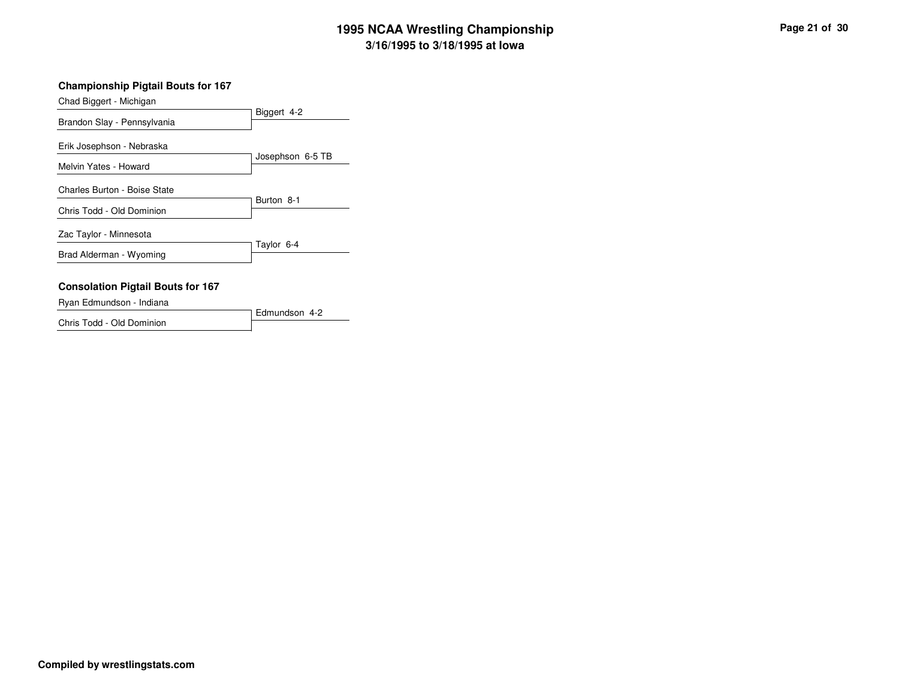# 1995 NCAA Wrestling Championship

## 3/16/1995 to 3/18/1995 at Iowa

### Championship Pigtail Bouts for 167

| Wrestlers | Result |
|---|---|
| Chad Biggert - Michigan vs. Brandon Slay - Pennsylvania | Biggert 4-2 |
| Erik Josephson - Nebraska vs. Melvin Yates - Howard | Josephson 6-5 TB |
| Charles Burton - Boise State vs. Chris Todd - Old Dominion | Burton 8-1 |
| Zac Taylor - Minnesota vs. Brad Alderman - Wyoming | Taylor 6-4 |

### Consolation Pigtail Bouts for 167

| Wrestlers | Result |
|---|---|
| Ryan Edmundson - Indiana vs. Chris Todd - Old Dominion | Edmundson 4-2 |

**Compiled by wrestlingstats.com**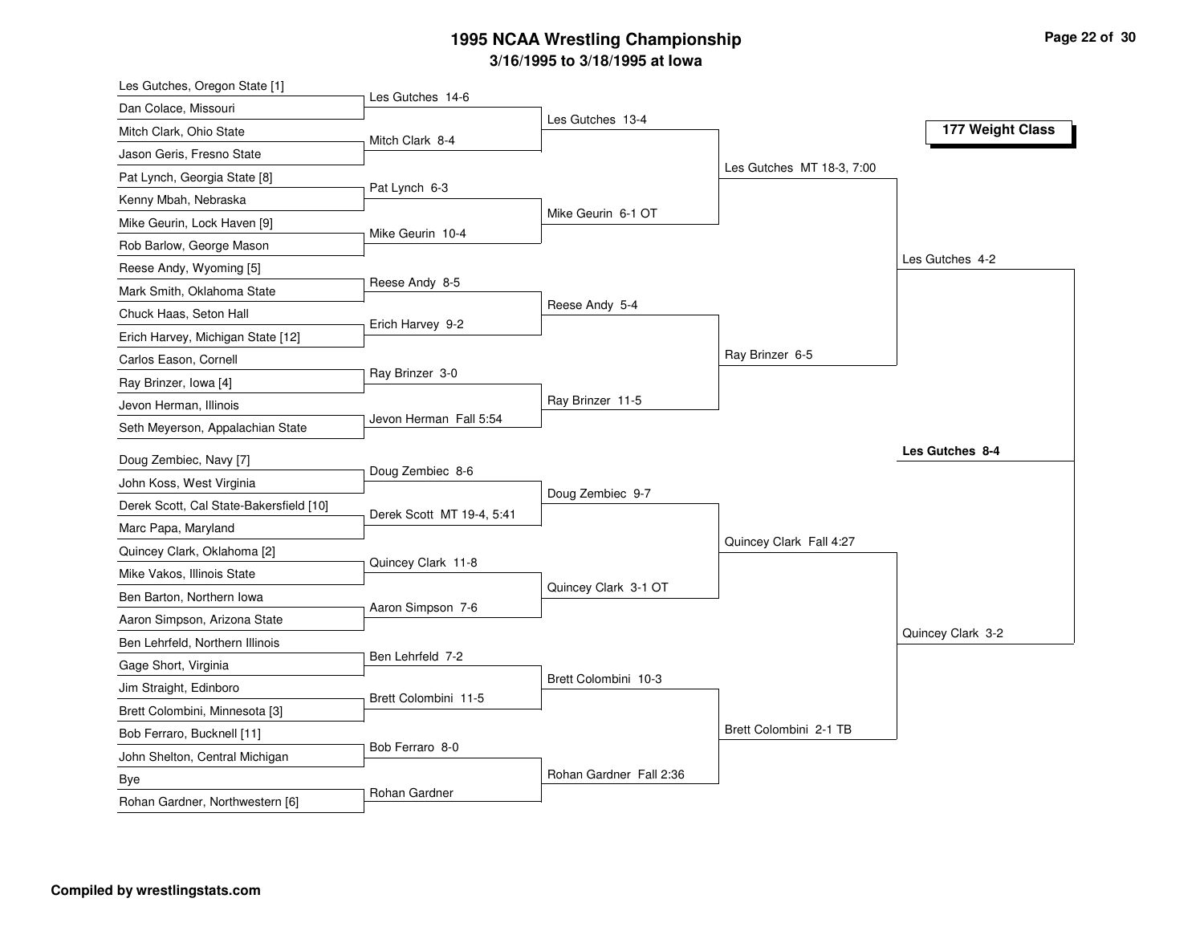# 1995 NCAA Wrestling Championship

## 3/16/1995 to 3/18/1995 at Iowa

### 177 Weight Class

| First Round | Second Round | Quarterfinals | Semifinals | Final |
|---|---|---|---|---|
| Les Gutches, Oregon State [1] | Les Gutches 14-6 | Les Gutches 13-4 | Les Gutches MT 18-3, 7:00 | Les Gutches 4-2 |
| Dan Colace, Missouri | | | | |
| Mitch Clark, Ohio State | Mitch Clark 8-4 | | | |
| Jason Geris, Fresno State | | | | |
| Pat Lynch, Georgia State [8] | Pat Lynch 6-3 | Mike Geurin 6-1 OT | | |
| Kenny Mbah, Nebraska | | | | |
| Mike Geurin, Lock Haven [9] | Mike Geurin 10-4 | | | |
| Rob Barlow, George Mason | | | | |
| Reese Andy, Wyoming [5] | Reese Andy 8-5 | Reese Andy 5-4 | Ray Brinzer 6-5 | |
| Mark Smith, Oklahoma State | | | | |
| Chuck Haas, Seton Hall | Erich Harvey 9-2 | | | |
| Erich Harvey, Michigan State [12] | | | | |
| Carlos Eason, Cornell | Ray Brinzer 3-0 | Ray Brinzer 11-5 | | |
| Ray Brinzer, Iowa [4] | | | | |
| Jevon Herman, Illinois | Jevon Herman Fall 5:54 | | | |
| Seth Meyerson, Appalachian State | | | | |
| Doug Zembiec, Navy [7] | Doug Zembiec 8-6 | Doug Zembiec 9-7 | Quincey Clark Fall 4:27 | Quincey Clark 3-2 |
| John Koss, West Virginia | | | | |
| Derek Scott, Cal State-Bakersfield [10] | Derek Scott MT 19-4, 5:41 | | | |
| Marc Papa, Maryland | | | | |
| Quincey Clark, Oklahoma [2] | Quincey Clark 11-8 | Quincey Clark 3-1 OT | | |
| Mike Vakos, Illinois State | | | | |
| Ben Barton, Northern Iowa | Aaron Simpson 7-6 | | | |
| Aaron Simpson, Arizona State | | | | |
| Ben Lehrfeld, Northern Illinois | Ben Lehrfeld 7-2 | Brett Colombini 10-3 | Brett Colombini 2-1 TB | |
| Gage Short, Virginia | | | | |
| Jim Straight, Edinboro | Brett Colombini 11-5 | | | |
| Brett Colombini, Minnesota [3] | | | | |
| Bob Ferraro, Bucknell [11] | Bob Ferraro 8-0 | Rohan Gardner Fall 2:36 | | |
| John Shelton, Central Michigan | | | | |
| Bye | Rohan Gardner | | | |
| Rohan Gardner, Northwestern [6] | | | | |

**Champion: Les Gutches 8-4**

**Compiled by wrestlingstats.com**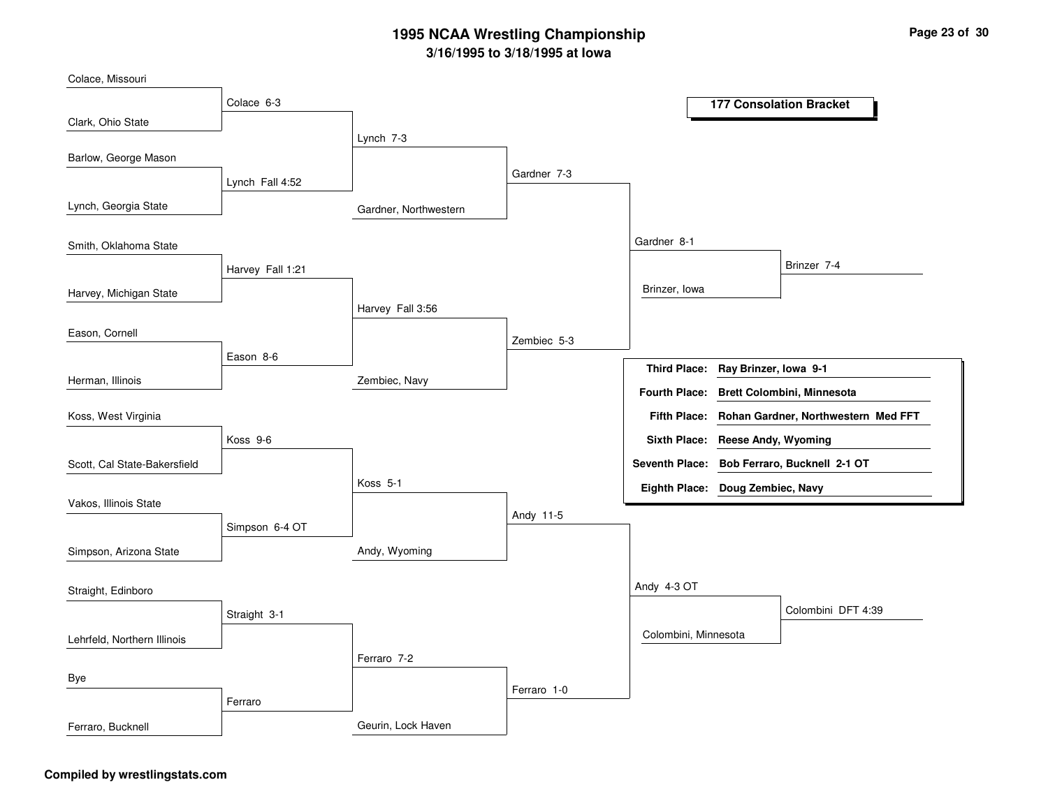# 1995 NCAA Wrestling Championship

**3/16/1995 to 3/18/1995 at Iowa**

## 177 Consolation Bracket

### First Round

- Colace, Missouri vs. Clark, Ohio State — Colace 6-3
- Barlow, George Mason vs. Lynch, Georgia State — Lynch Fall 4:52
- Smith, Oklahoma State vs. Harvey, Michigan State — Harvey Fall 1:21
- Eason, Cornell vs. Herman, Illinois — Eason 8-6
- Koss, West Virginia vs. Scott, Cal State-Bakersfield — Koss 9-6
- Vakos, Illinois State vs. Simpson, Arizona State — Simpson 6-4 OT
- Straight, Edinboro vs. Lehrfeld, Northern Illinois — Straight 3-1
- Bye vs. Ferraro, Bucknell — Ferraro

### Second Round

- Colace vs. Lynch — Lynch 7-3
- Harvey vs. Eason — Harvey Fall 3:56
- Koss vs. Simpson — Koss 5-1
- Straight vs. Ferraro — Ferraro 7-2

### Third Round

- Lynch vs. Gardner, Northwestern — Gardner 7-3
- Harvey vs. Zembiec, Navy — Zembiec 5-3
- Koss vs. Andy, Wyoming — Andy 11-5
- Ferraro vs. Geurin, Lock Haven — Ferraro 1-0

### Quarterfinals

- Gardner vs. Zembiec — Gardner 8-1
- Andy vs. Ferraro — Andy 4-3 OT

### Semifinals

- Gardner vs. Brinzer, Iowa — Brinzer 7-4
- Andy vs. Colombini, Minnesota — Colombini DFT 4:39

### Final Placings

| Place | Wrestler |
|---|---|
| **Third Place:** | **Ray Brinzer, Iowa 9-1** |
| **Fourth Place:** | **Brett Colombini, Minnesota** |
| **Fifth Place:** | **Rohan Gardner, Northwestern Med FFT** |
| **Sixth Place:** | **Reese Andy, Wyoming** |
| **Seventh Place:** | **Bob Ferraro, Bucknell 2-1 OT** |
| **Eighth Place:** | **Doug Zembiec, Navy** |

**Compiled by wrestlingstats.com**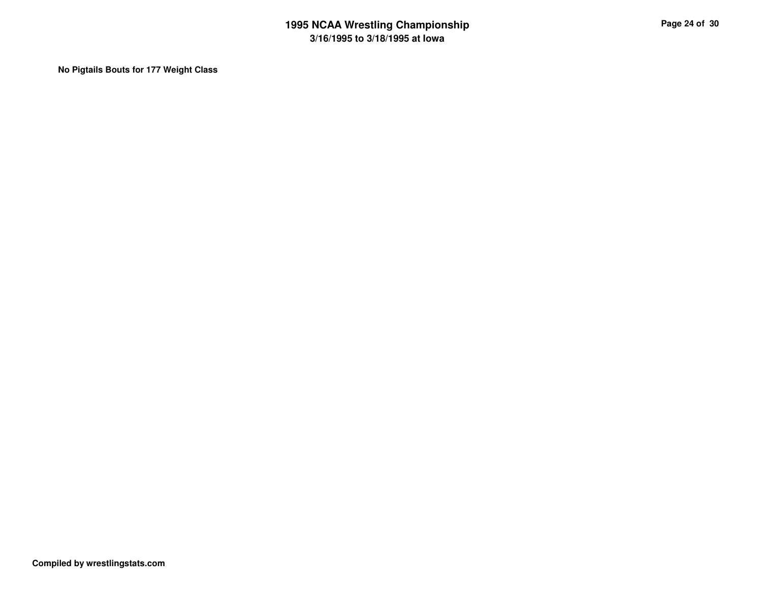**No Pigtails Bouts for 177 Weight Class**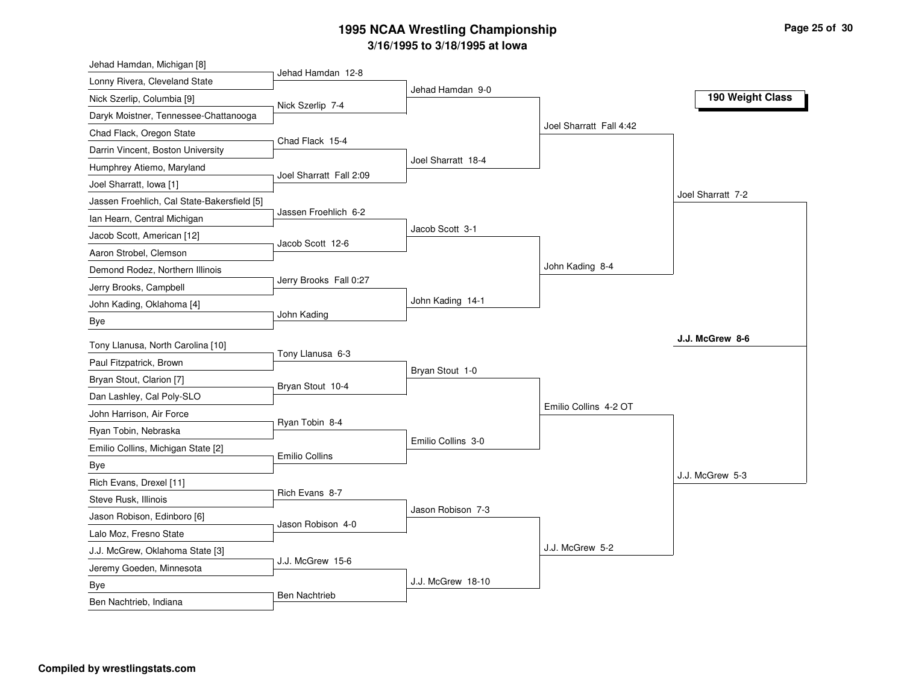# 1995 NCAA Wrestling Championship

## 3/16/1995 to 3/18/1995 at Iowa

### 190 Weight Class

**First Round**

- Jehad Hamdan, Michigan [8] vs. Lonny Rivera, Cleveland State — Jehad Hamdan 12-8
- Nick Szerlip, Columbia [9] vs. Daryk Moistner, Tennessee-Chattanooga — Nick Szerlip 7-4
- Chad Flack, Oregon State vs. Darrin Vincent, Boston University — Chad Flack 15-4
- Humphrey Atiemo, Maryland vs. Joel Sharratt, Iowa [1] — Joel Sharratt Fall 2:09
- Jassen Froehlich, Cal State-Bakersfield [5] vs. Ian Hearn, Central Michigan — Jassen Froehlich 6-2
- Jacob Scott, American [12] vs. Aaron Strobel, Clemson — Jacob Scott 12-6
- Demond Rodez, Northern Illinois vs. Jerry Brooks, Campbell — Jerry Brooks Fall 0:27
- John Kading, Oklahoma [4] vs. Bye — John Kading
- Tony Llanusa, North Carolina [10] vs. Paul Fitzpatrick, Brown — Tony Llanusa 6-3
- Bryan Stout, Clarion [7] vs. Dan Lashley, Cal Poly-SLO — Bryan Stout 10-4
- John Harrison, Air Force vs. Ryan Tobin, Nebraska — Ryan Tobin 8-4
- Emilio Collins, Michigan State [2] vs. Bye — Emilio Collins
- Rich Evans, Drexel [11] vs. Steve Rusk, Illinois — Rich Evans 8-7
- Jason Robison, Edinboro [6] vs. Lalo Moz, Fresno State — Jason Robison 4-0
- J.J. McGrew, Oklahoma State [3] vs. Jeremy Goeden, Minnesota — J.J. McGrew 15-6
- Bye vs. Ben Nachtrieb, Indiana — Ben Nachtrieb

**Second Round**

- Jehad Hamdan 9-0
- Joel Sharratt 18-4
- Jacob Scott 3-1
- John Kading 14-1
- Bryan Stout 1-0
- Emilio Collins 3-0
- Jason Robison 7-3
- J.J. McGrew 18-10

**Quarterfinals**

- Joel Sharratt Fall 4:42
- John Kading 8-4
- Emilio Collins 4-2 OT
- J.J. McGrew 5-2

**Semifinals**

- Joel Sharratt 7-2
- J.J. McGrew 5-3

**Final**

- **J.J. McGrew 8-6**

**Compiled by wrestlingstats.com**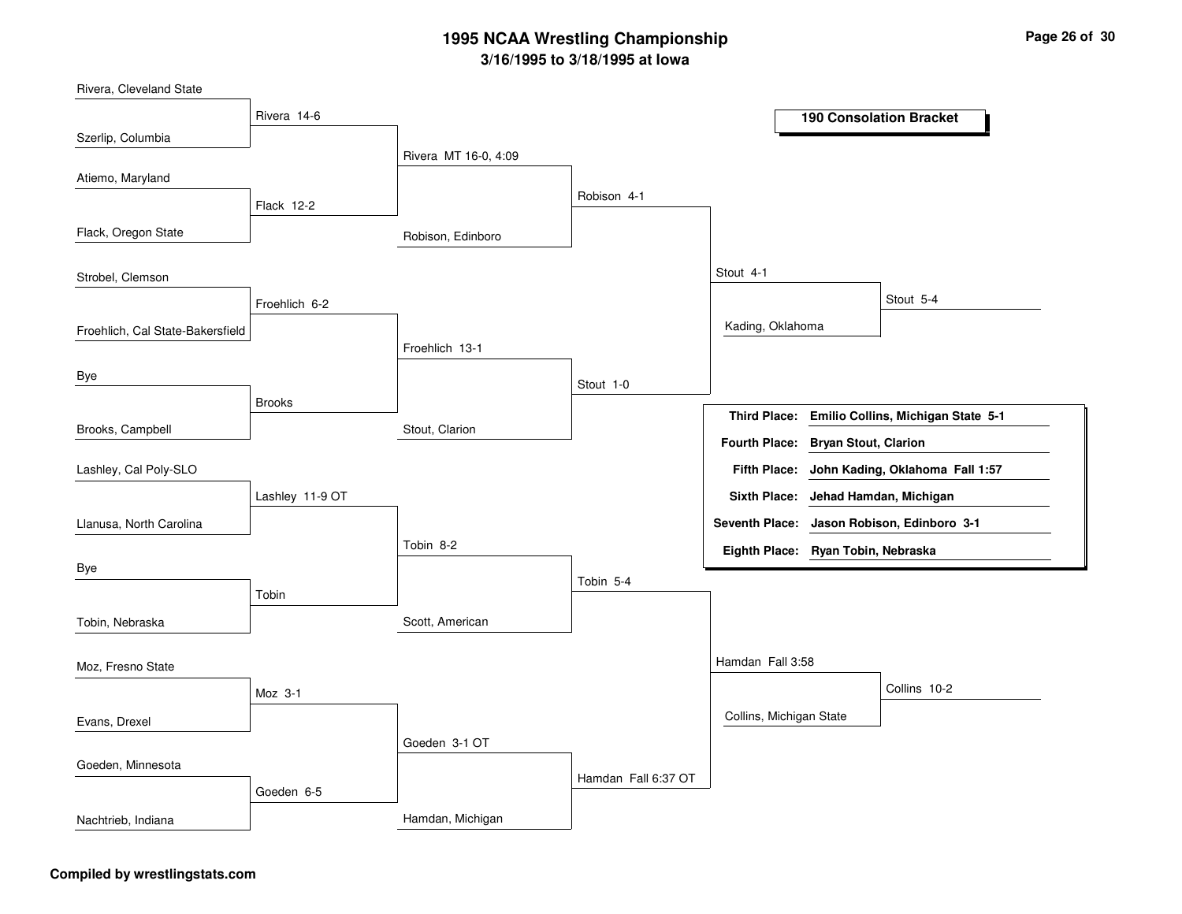# 1995 NCAA Wrestling Championship

## 3/16/1995 to 3/18/1995 at Iowa

### 190 Consolation Bracket

**Round 1**

| Wrestler 1 | Wrestler 2 | Result |
|---|---|---|
| Rivera, Cleveland State | Szerlip, Columbia | Rivera 14-6 |
| Atiemo, Maryland | Flack, Oregon State | Flack 12-2 |
| Strobel, Clemson | Froehlich, Cal State-Bakersfield | Froehlich 6-2 |
| Bye | Brooks, Campbell | Brooks |
| Lashley, Cal Poly-SLO | Llanusa, North Carolina | Lashley 11-9 OT |
| Bye | Tobin, Nebraska | Tobin |
| Moz, Fresno State | Evans, Drexel | Moz 3-1 |
| Goeden, Minnesota | Nachtrieb, Indiana | Goeden 6-5 |

**Round 2**

| Wrestler 1 | Wrestler 2 | Result |
|---|---|---|
| Rivera | Flack | Rivera MT 16-0, 4:09 |
| Froehlich | Brooks | Froehlich 13-1 |
| Lashley | Tobin | Tobin 8-2 |
| Moz | Goeden | Goeden 3-1 OT |

**Round 3**

| Wrestler 1 | Wrestler 2 | Result |
|---|---|---|
| Rivera | Robison, Edinboro | Robison 4-1 |
| Froehlich | Stout, Clarion | Stout 1-0 |
| Tobin | Scott, American | Tobin 5-4 |
| Goeden | Hamdan, Michigan | Hamdan Fall 6:37 OT |

**Round 4**

| Wrestler 1 | Wrestler 2 | Result |
|---|---|---|
| Robison | Stout | Stout 4-1 |
| Tobin | Hamdan | Hamdan Fall 3:58 |

**Consolation Semifinals**

| Wrestler 1 | Wrestler 2 | Result |
|---|---|---|
| Stout | Kading, Oklahoma | Stout 5-4 |
| Hamdan | Collins, Michigan State | Collins 10-2 |

**Placings**

| Place | Wrestler |
|---|---|
| Third Place: | Emilio Collins, Michigan State 5-1 |
| Fourth Place: | Bryan Stout, Clarion |
| Fifth Place: | John Kading, Oklahoma Fall 1:57 |
| Sixth Place: | Jehad Hamdan, Michigan |
| Seventh Place: | Jason Robison, Edinboro 3-1 |
| Eighth Place: | Ryan Tobin, Nebraska |

Compiled by wrestlingstats.com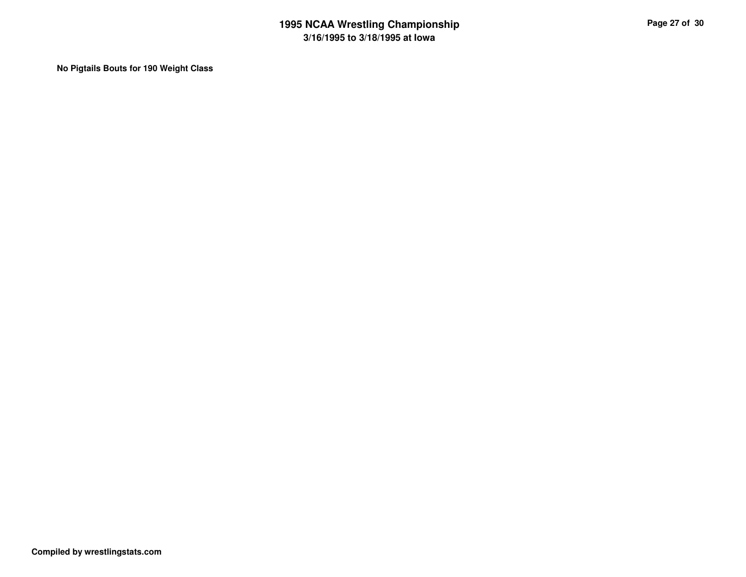**No Pigtails Bouts for 190 Weight Class**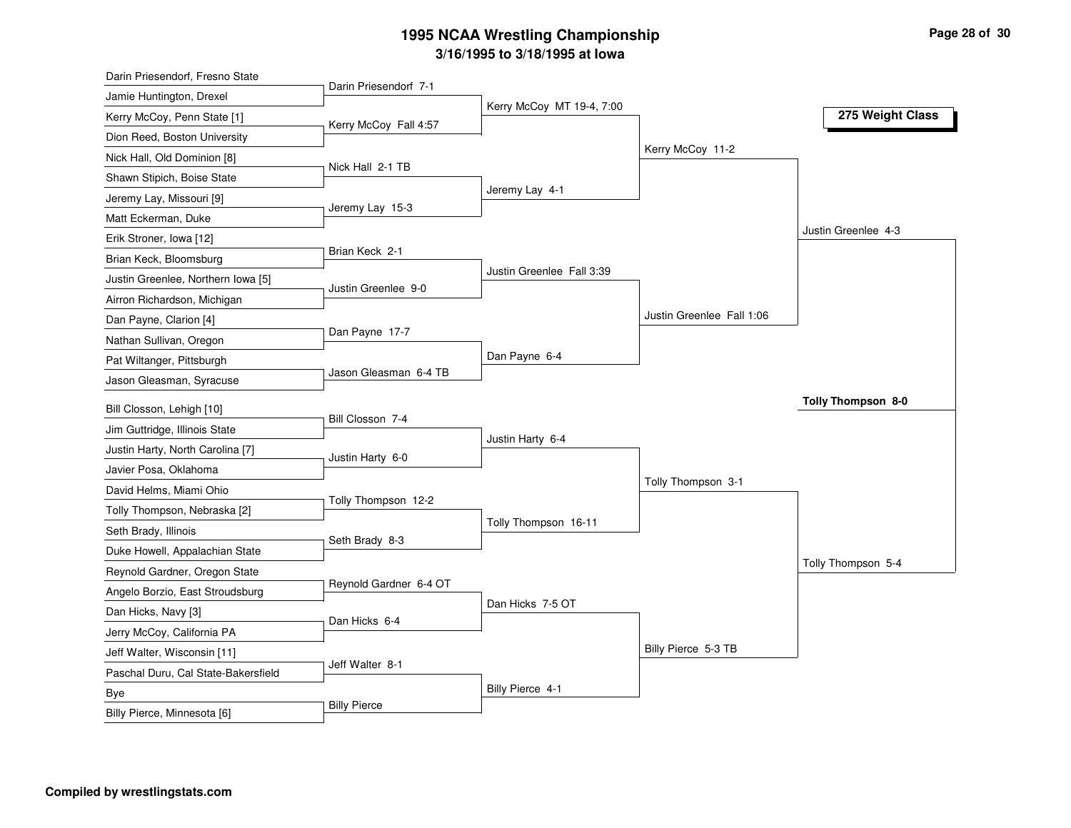# 1995 NCAA Wrestling Championship

## 3/16/1995 to 3/18/1995 at Iowa

### 275 Weight Class

**First Round**

- Darin Priesendorf, Fresno State vs. Jamie Huntington, Drexel — Darin Priesendorf 7-1
- Kerry McCoy, Penn State [1] vs. Dion Reed, Boston University — Kerry McCoy Fall 4:57
- Nick Hall, Old Dominion [8] vs. Shawn Stipich, Boise State — Nick Hall 2-1 TB
- Jeremy Lay, Missouri [9] vs. Matt Eckerman, Duke — Jeremy Lay 15-3
- Erik Stroner, Iowa [12] vs. Brian Keck, Bloomsburg — Brian Keck 2-1
- Justin Greenlee, Northern Iowa [5] vs. Airron Richardson, Michigan — Justin Greenlee 9-0
- Dan Payne, Clarion [4] vs. Nathan Sullivan, Oregon — Dan Payne 17-7
- Pat Wiltanger, Pittsburgh vs. Jason Gleasman, Syracuse — Jason Gleasman 6-4 TB
- Bill Closson, Lehigh [10] vs. Jim Guttridge, Illinois State — Bill Closson 7-4
- Justin Harty, North Carolina [7] vs. Javier Posa, Oklahoma — Justin Harty 6-0
- David Helms, Miami Ohio vs. Tolly Thompson, Nebraska [2] — Tolly Thompson 12-2
- Seth Brady, Illinois vs. Duke Howell, Appalachian State — Seth Brady 8-3
- Reynold Gardner, Oregon State vs. Angelo Borzio, East Stroudsburg — Reynold Gardner 6-4 OT
- Dan Hicks, Navy [3] vs. Jerry McCoy, California PA — Dan Hicks 6-4
- Jeff Walter, Wisconsin [11] vs. Paschal Duru, Cal State-Bakersfield — Jeff Walter 8-1
- Bye vs. Billy Pierce, Minnesota [6] — Billy Pierce

**Second Round**

- Kerry McCoy MT 19-4, 7:00
- Jeremy Lay 4-1
- Justin Greenlee Fall 3:39
- Dan Payne 6-4
- Justin Harty 6-4
- Tolly Thompson 16-11
- Dan Hicks 7-5 OT
- Billy Pierce 4-1

**Quarterfinals**

- Kerry McCoy 11-2
- Justin Greenlee Fall 1:06
- Tolly Thompson 3-1
- Billy Pierce 5-3 TB

**Semifinals**

- Justin Greenlee 4-3
- Tolly Thompson 5-4

**Final**

- **Tolly Thompson 8-0**

**Compiled by wrestlingstats.com**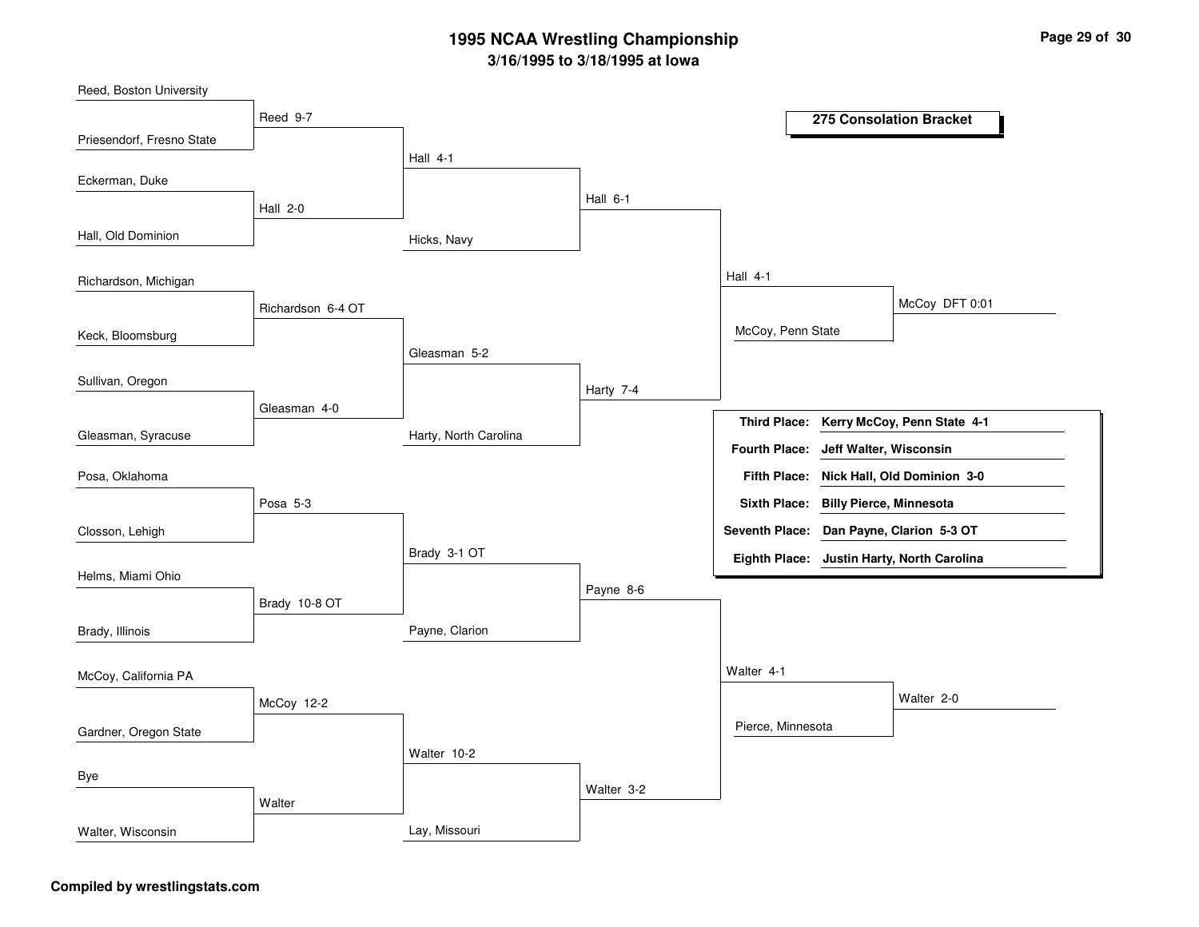# 1995 NCAA Wrestling Championship

## 3/16/1995 to 3/18/1995 at Iowa

### 275 Consolation Bracket

**First Round**

- Reed, Boston University vs. Priesendorf, Fresno State — Reed 9-7
- Eckerman, Duke vs. Hall, Old Dominion — Hall 2-0
- Richardson, Michigan vs. Keck, Bloomsburg — Richardson 6-4 OT
- Sullivan, Oregon vs. Gleasman, Syracuse — Gleasman 4-0
- Posa, Oklahoma vs. Closson, Lehigh — Posa 5-3
- Helms, Miami Ohio vs. Brady, Illinois — Brady 10-8 OT
- McCoy, California PA vs. Gardner, Oregon State — McCoy 12-2
- Bye vs. Walter, Wisconsin — Walter

**Second Round**

- Reed vs. Hall — Hall 4-1
- Richardson vs. Gleasman — Gleasman 5-2
- Posa vs. Brady — Brady 3-1 OT
- McCoy vs. Walter — Walter 10-2

**Third Round**

- Hall vs. Hicks, Navy — Hall 6-1
- Gleasman vs. Harty, North Carolina — Harty 7-4
- Brady vs. Payne, Clarion — Payne 8-6
- Walter vs. Lay, Missouri — Walter 3-2

**Quarterfinals**

- Hall vs. Harty — Hall 4-1
- Payne vs. Walter — Walter 4-1

**Semifinals**

- Hall vs. McCoy, Penn State — McCoy DFT 0:01
- Walter vs. Pierce, Minnesota — Walter 2-0

| Place | Wrestler |
|---|---|
| **Third Place:** | **Kerry McCoy, Penn State 4-1** |
| **Fourth Place:** | **Jeff Walter, Wisconsin** |
| **Fifth Place:** | **Nick Hall, Old Dominion 3-0** |
| **Sixth Place:** | **Billy Pierce, Minnesota** |
| **Seventh Place:** | **Dan Payne, Clarion 5-3 OT** |
| **Eighth Place:** | **Justin Harty, North Carolina** |

**Compiled by wrestlingstats.com**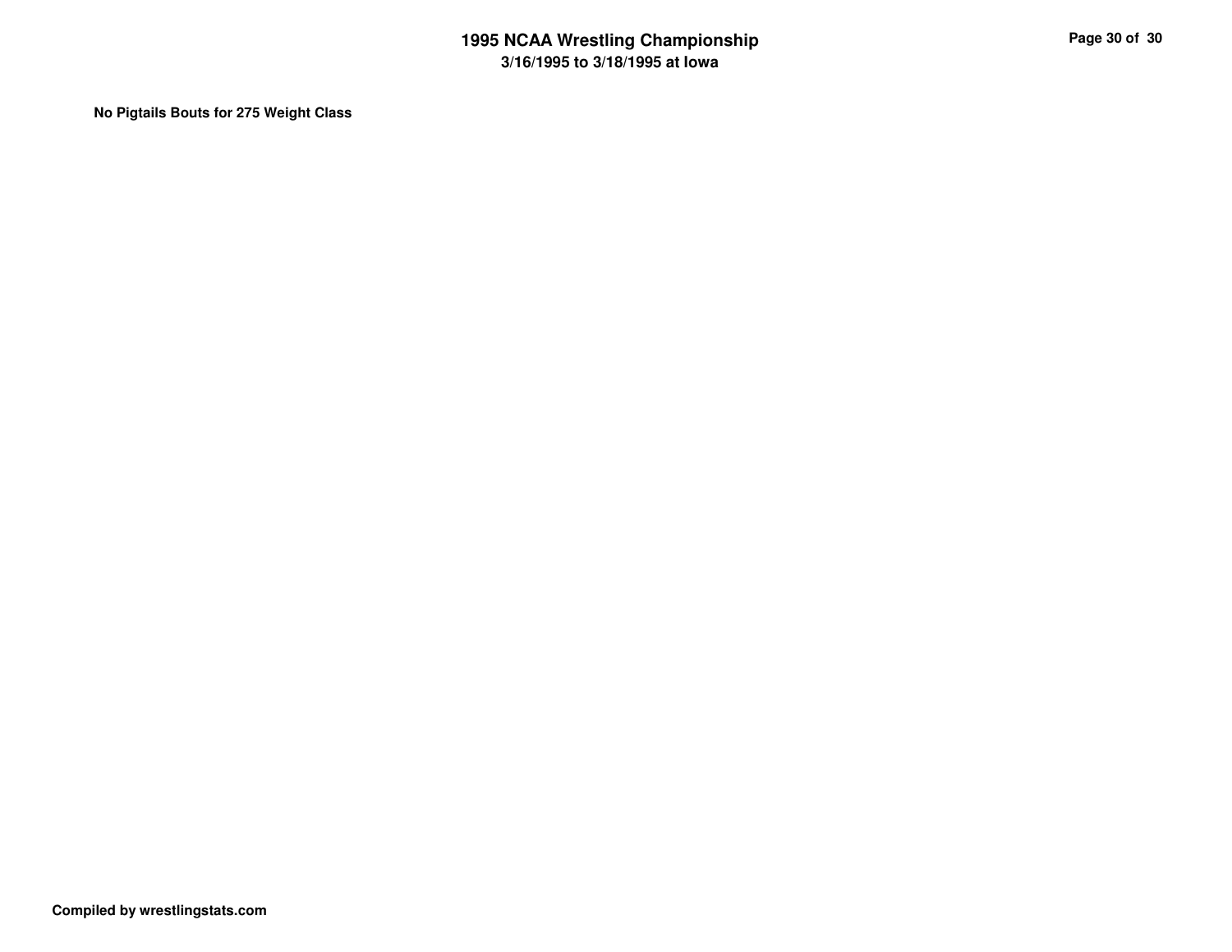**No Pigtails Bouts for 275 Weight Class**